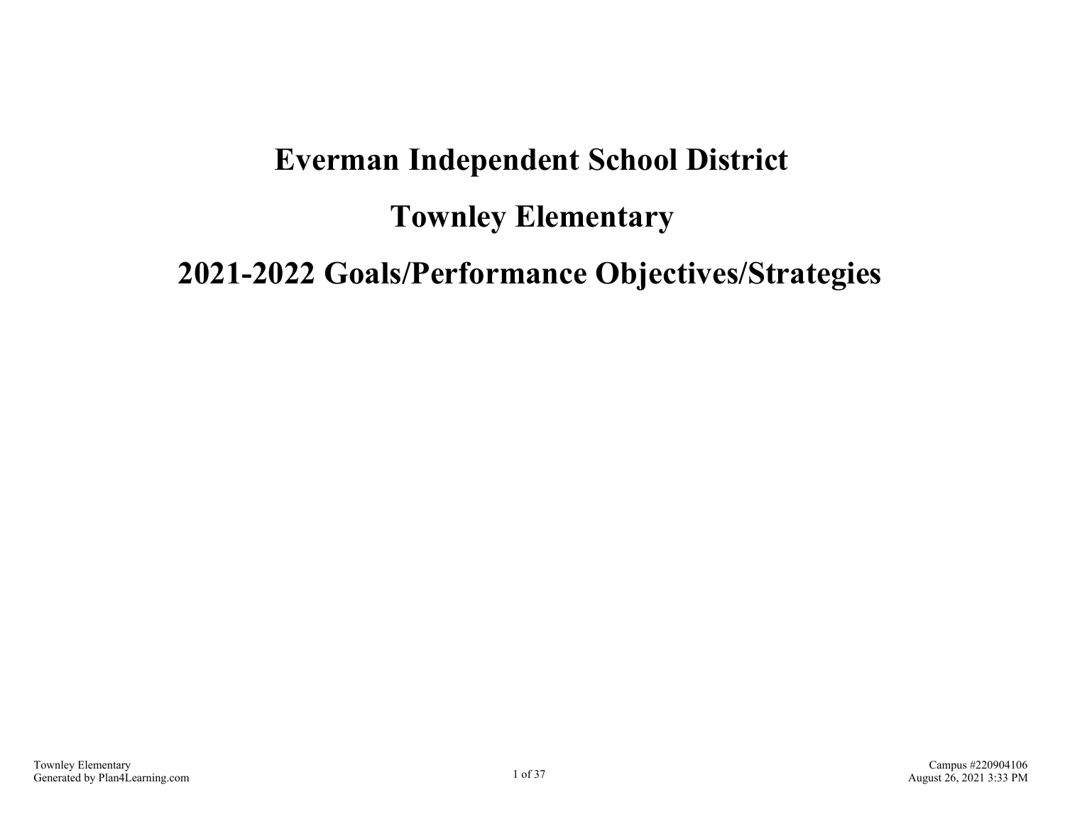# Everman Independent School District

# Townley Elementary

# 2021-2022 Goals/Performance Objectives/Strategies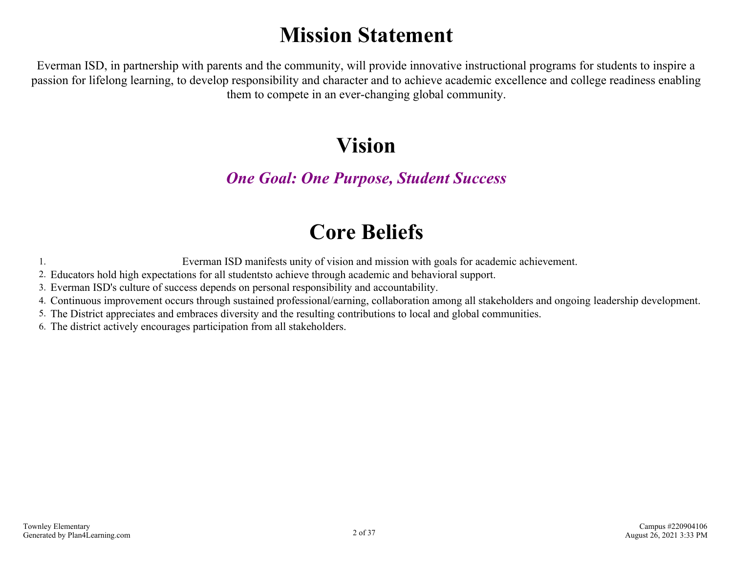# Mission Statement

Everman ISD, in partnership with parents and the community, will provide innovative instructional programs for students to inspire a passion for lifelong learning, to develop responsibility and character and to achieve academic excellence and college readiness enabling them to compete in an ever-changing global community.

# Vision

***One Goal: One Purpose, Student Success***

# Core Beliefs

1. Everman ISD manifests unity of vision and mission with goals for academic achievement.
2. Educators hold high expectations for all studentsto achieve through academic and behavioral support.
3. Everman ISD's culture of success depends on personal responsibility and accountability.
4. Continuous improvement occurs through sustained professional/earning, collaboration among all stakeholders and ongoing leadership development.
5. The District appreciates and embraces diversity and the resulting contributions to local and global communities.
6. The district actively encourages participation from all stakeholders.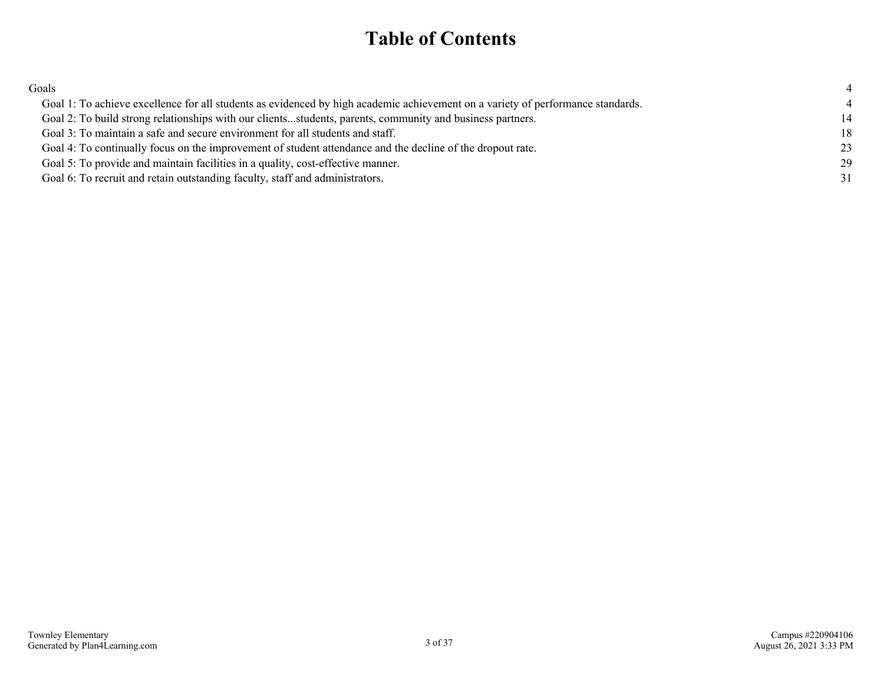# Table of Contents

| | |
|---|---|
| Goals | 4 |
| Goal 1: To achieve excellence for all students as evidenced by high academic achievement on a variety of performance standards. | 4 |
| Goal 2: To build strong relationships with our clients...students, parents, community and business partners. | 14 |
| Goal 3: To maintain a safe and secure environment for all students and staff. | 18 |
| Goal 4: To continually focus on the improvement of student attendance and the decline of the dropout rate. | 23 |
| Goal 5: To provide and maintain facilities in a quality, cost-effective manner. | 29 |
| Goal 6: To recruit and retain outstanding faculty, staff and administrators. | 31 |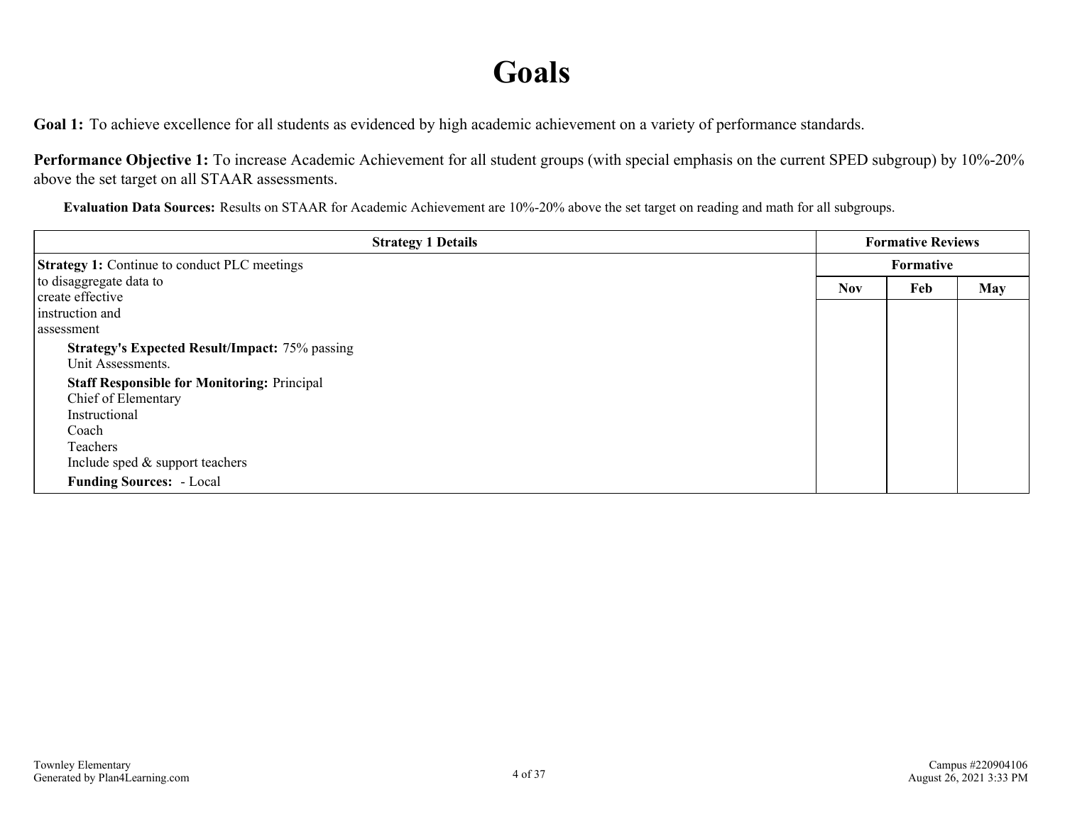# Goals

**Goal 1:** To achieve excellence for all students as evidenced by high academic achievement on a variety of performance standards.

**Performance Objective 1:** To increase Academic Achievement for all student groups (with special emphasis on the current SPED subgroup) by 10%-20% above the set target on all STAAR assessments.

**Evaluation Data Sources:** Results on STAAR for Academic Achievement are 10%-20% above the set target on reading and math for all subgroups.

| Strategy 1 Details | Formative Reviews | | |
|---|---|---|---|
| | Formative | | |
| | Nov | Feb | May |
| **Strategy 1:** Continue to conduct PLC meetings to disaggregate data to create effective instruction and assessment<br>**Strategy's Expected Result/Impact:** 75% passing Unit Assessments.<br>**Staff Responsible for Monitoring:** Principal Chief of Elementary Instructional Coach Teachers Include sped & support teachers<br>**Funding Sources:** - Local | | | |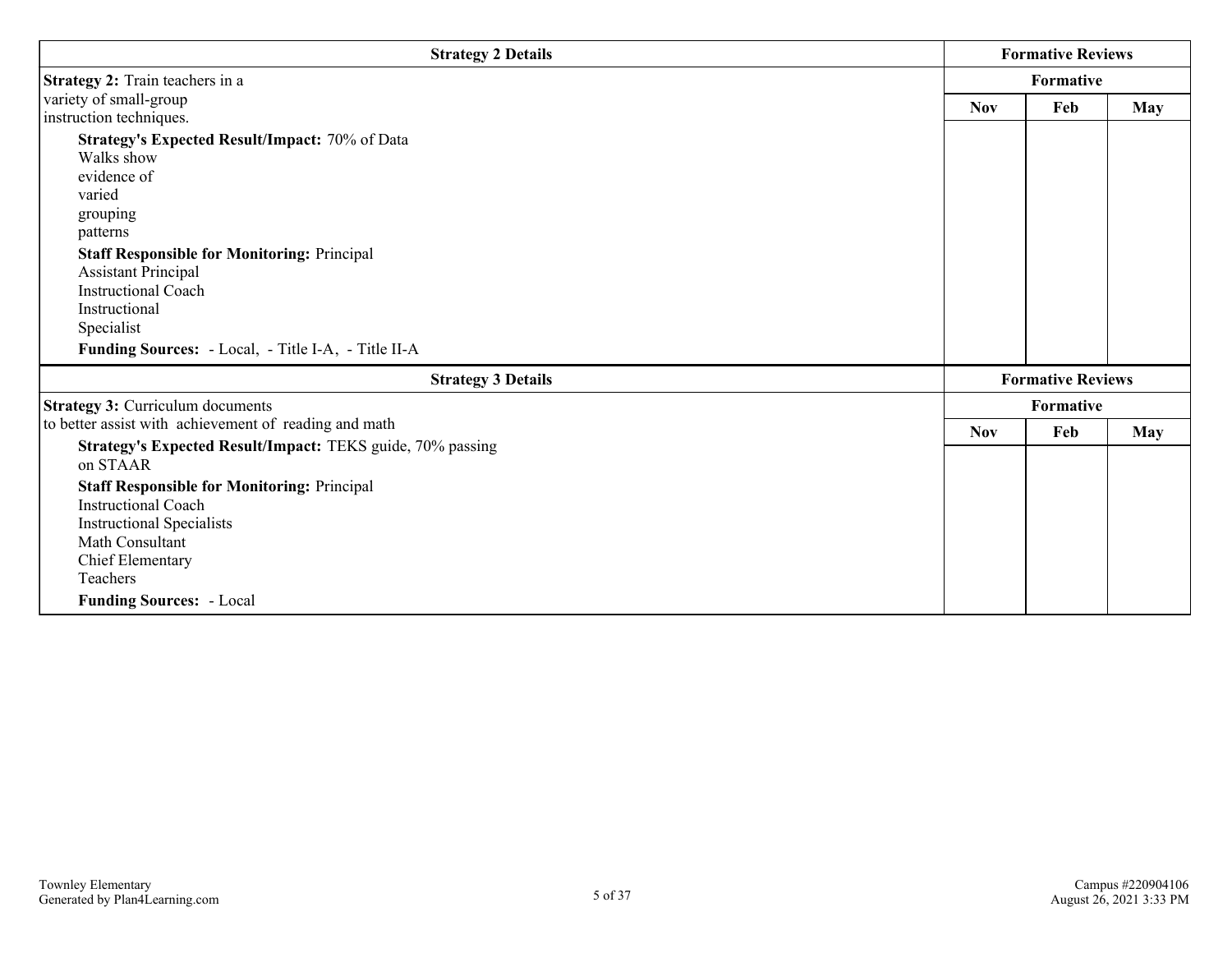| Strategy 2 Details | Formative Reviews | | |
|---|---|---|---|
| | Formative | | |
| **Strategy 2:** Train teachers in a variety of small-group instruction techniques.<br>**Strategy's Expected Result/Impact:** 70% of Data Walks show evidence of varied grouping patterns<br>**Staff Responsible for Monitoring:** Principal<br>Assistant Principal<br>Instructional Coach<br>Instructional Specialist<br>**Funding Sources:** - Local, - Title I-A, - Title II-A | **Nov** | **Feb** | **May** |

| Strategy 3 Details | Formative Reviews | | |
|---|---|---|---|
| | Formative | | |
| **Strategy 3:** Curriculum documents to better assist with achievement of reading and math<br>**Strategy's Expected Result/Impact:** TEKS guide, 70% passing on STAAR<br>**Staff Responsible for Monitoring:** Principal<br>Instructional Coach<br>Instructional Specialists<br>Math Consultant<br>Chief Elementary<br>Teachers<br>**Funding Sources:** - Local | **Nov** | **Feb** | **May** |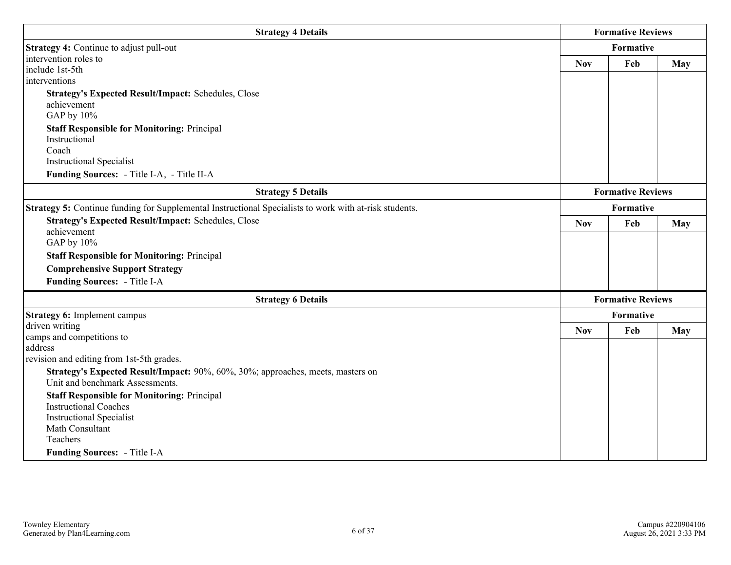| Strategy 4 Details | Formative Reviews | | |
|---|---|---|---|
| | Formative | | |
| **Strategy 4:** Continue to adjust pull-out intervention roles to include 1st-5th interventions<br>**Strategy's Expected Result/Impact:** Schedules, Close achievement GAP by 10%<br>**Staff Responsible for Monitoring:** Principal<br>Instructional Coach<br>Instructional Specialist<br>**Funding Sources:** - Title I-A, - Title II-A | **Nov** | **Feb** | **May** |

| Strategy 5 Details | Formative Reviews | | |
|---|---|---|---|
| | Formative | | |
| **Strategy 5:** Continue funding for Supplemental Instructional Specialists to work with at-risk students.<br>**Strategy's Expected Result/Impact:** Schedules, Close achievement GAP by 10%<br>**Staff Responsible for Monitoring:** Principal<br>**Comprehensive Support Strategy**<br>**Funding Sources:** - Title I-A | **Nov** | **Feb** | **May** |

| Strategy 6 Details | Formative Reviews | | |
|---|---|---|---|
| | Formative | | |
| **Strategy 6:** Implement campus driven writing camps and competitions to address revision and editing from 1st-5th grades.<br>**Strategy's Expected Result/Impact:** 90%, 60%, 30%; approaches, meets, masters on Unit and benchmark Assessments.<br>**Staff Responsible for Monitoring:** Principal<br>Instructional Coaches<br>Instructional Specialist<br>Math Consultant<br>Teachers<br>**Funding Sources:** - Title I-A | **Nov** | **Feb** | **May** |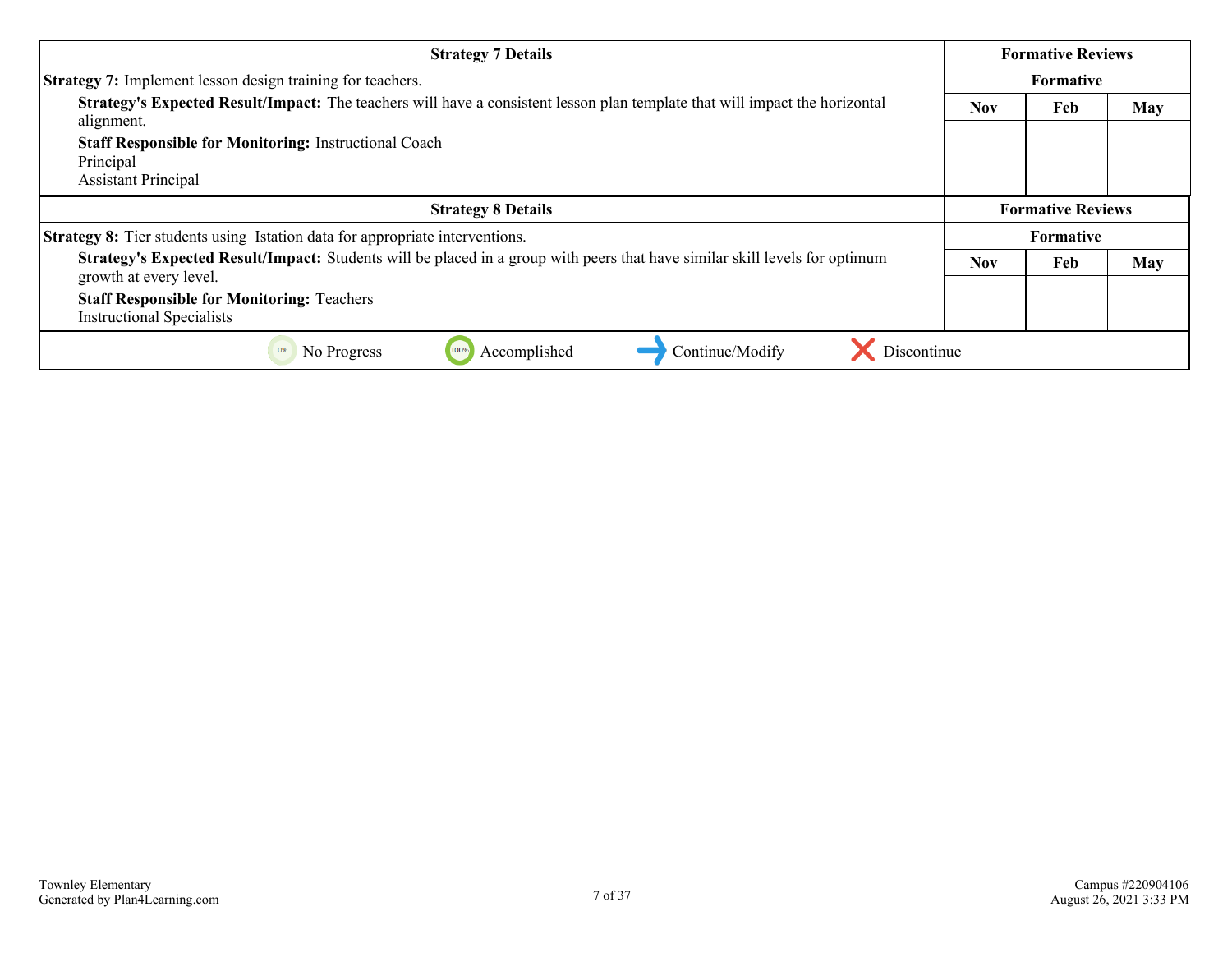| Strategy 7 Details | Formative Reviews | | |
| --- | --- | --- | --- |
| **Strategy 7:** Implement lesson design training for teachers. | Formative | | |
| **Strategy's Expected Result/Impact:** The teachers will have a consistent lesson plan template that will impact the horizontal alignment.<br>**Staff Responsible for Monitoring:** Instructional Coach<br>Principal<br>Assistant Principal | Nov | Feb | May |
| | | | |

| Strategy 8 Details | Formative Reviews | | |
| --- | --- | --- | --- |
| **Strategy 8:** Tier students using Istation data for appropriate interventions. | Formative | | |
| **Strategy's Expected Result/Impact:** Students will be placed in a group with peers that have similar skill levels for optimum growth at every level.<br>**Staff Responsible for Monitoring:** Teachers<br>Instructional Specialists | Nov | Feb | May |
| | | | |

0% No Progress | 100% Accomplished | Continue/Modify | Discontinue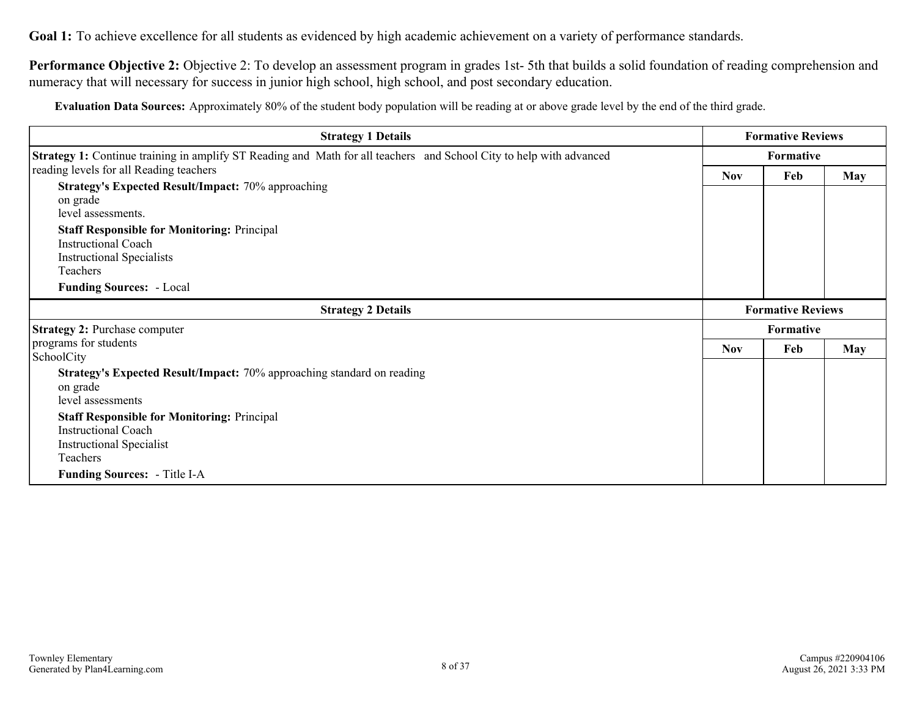**Goal 1:** To achieve excellence for all students as evidenced by high academic achievement on a variety of performance standards.

**Performance Objective 2:** Objective 2: To develop an assessment program in grades 1st- 5th that builds a solid foundation of reading comprehension and numeracy that will necessary for success in junior high school, high school, and post secondary education.

**Evaluation Data Sources:** Approximately 80% of the student body population will be reading at or above grade level by the end of the third grade.

| Strategy 1 Details | Formative Reviews | | |
|---|---|---|---|
| | Formative | | |
| **Strategy 1:** Continue training in amplify ST Reading and Math for all teachers and School City to help with advanced reading levels for all Reading teachers<br>**Strategy's Expected Result/Impact:** 70% approaching on grade level assessments.<br>**Staff Responsible for Monitoring:** Principal<br>Instructional Coach<br>Instructional Specialists<br>Teachers<br>**Funding Sources:** - Local | Nov | Feb | May |

| Strategy 2 Details | Formative Reviews | | |
|---|---|---|---|
| | Formative | | |
| **Strategy 2:** Purchase computer programs for students<br>SchoolCity<br>**Strategy's Expected Result/Impact:** 70% approaching standard on reading on grade level assessments<br>**Staff Responsible for Monitoring:** Principal<br>Instructional Coach<br>Instructional Specialist<br>Teachers<br>**Funding Sources:** - Title I-A | Nov | Feb | May |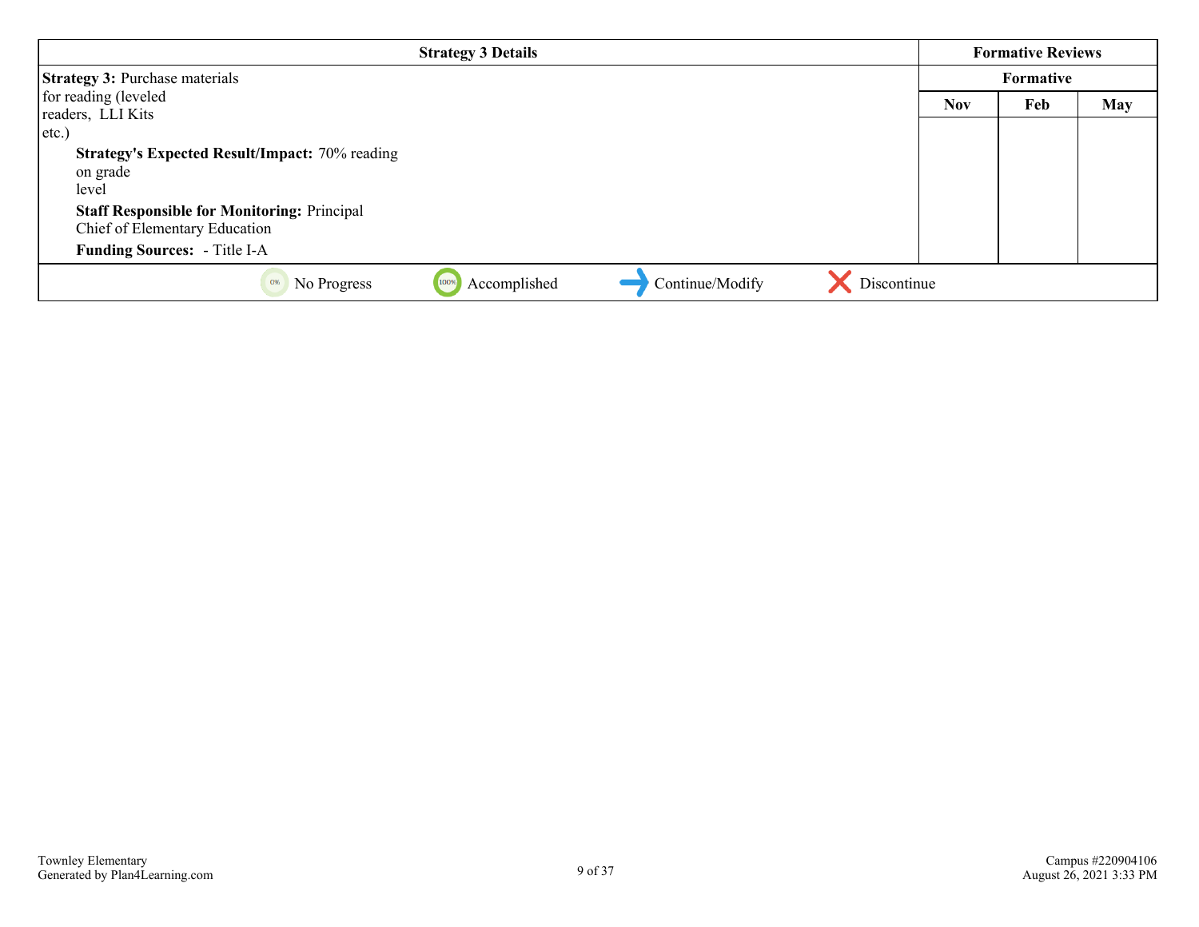| Strategy 3 Details | Formative Reviews | | |
|---|---|---|---|
| | Formative | | |
| **Strategy 3:** Purchase materials for reading (leveled readers, LLI Kits etc.) | Nov | Feb | May |
| **Strategy's Expected Result/Impact:** 70% reading on grade level<br>**Staff Responsible for Monitoring:** Principal<br>Chief of Elementary Education<br>**Funding Sources:** - Title I-A | | | |

0% No Progress | 100% Accomplished | Continue/Modify | Discontinue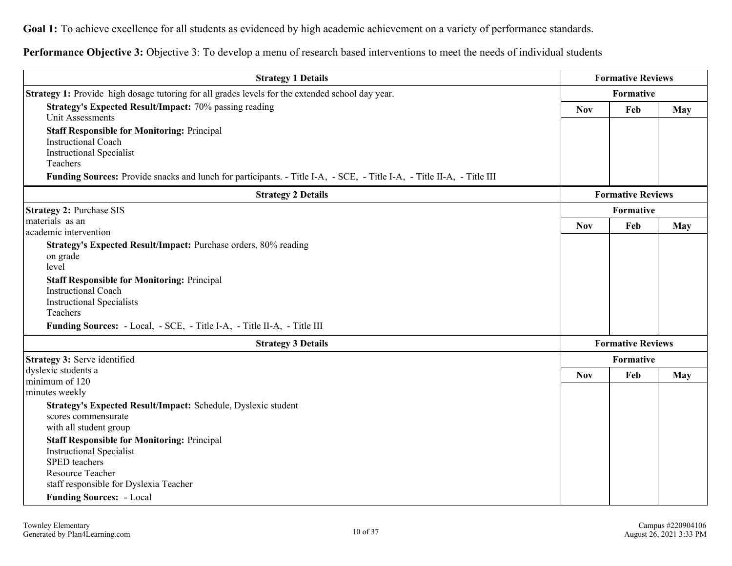**Goal 1:** To achieve excellence for all students as evidenced by high academic achievement on a variety of performance standards.

**Performance Objective 3:** Objective 3: To develop a menu of research based interventions to meet the needs of individual students

| Strategy 1 Details | Formative Reviews | | |
|---|---|---|---|
| **Strategy 1:** Provide high dosage tutoring for all grades levels for the extended school day year. | Formative | | |
| **Strategy's Expected Result/Impact:** 70% passing reading<br>Unit Assessments<br>**Staff Responsible for Monitoring:** Principal<br>Instructional Coach<br>Instructional Specialist<br>Teachers<br>**Funding Sources:** Provide snacks and lunch for participants. - Title I-A, - SCE, - Title I-A, - Title II-A, - Title III | Nov | Feb | May |

| Strategy 2 Details | Formative Reviews | | |
|---|---|---|---|
| **Strategy 2:** Purchase SIS<br>materials as an<br>academic intervention | Formative | | |
| **Strategy's Expected Result/Impact:** Purchase orders, 80% reading<br>on grade<br>level<br>**Staff Responsible for Monitoring:** Principal<br>Instructional Coach<br>Instructional Specialists<br>Teachers<br>**Funding Sources:** - Local, - SCE, - Title I-A, - Title II-A, - Title III | Nov | Feb | May |

| Strategy 3 Details | Formative Reviews | | |
|---|---|---|---|
| **Strategy 3:** Serve identified<br>dyslexic students a<br>minimum of 120<br>minutes weekly | Formative | | |
| **Strategy's Expected Result/Impact:** Schedule, Dyslexic student<br>scores commensurate<br>with all student group<br>**Staff Responsible for Monitoring:** Principal<br>Instructional Specialist<br>SPED teachers<br>Resource Teacher<br>staff responsible for Dyslexia Teacher<br>**Funding Sources:** - Local | Nov | Feb | May |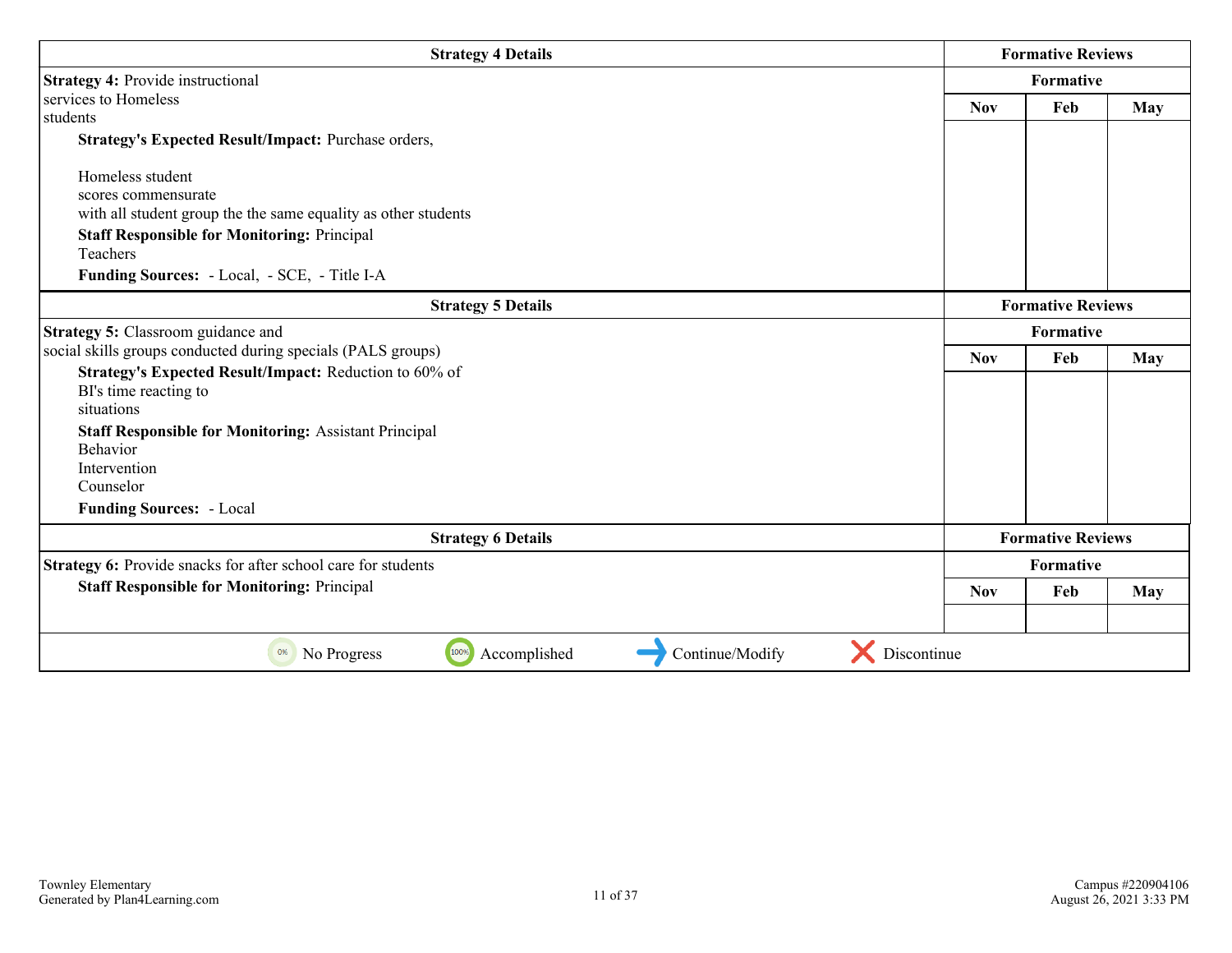| Strategy 4 Details | Formative Reviews | | |
|---|---|---|---|
| | Formative | | |
| **Strategy 4:** Provide instructional services to Homeless students<br>**Strategy's Expected Result/Impact:** Purchase orders,<br><br>Homeless student scores commensurate with all student group the the same equality as other students<br>**Staff Responsible for Monitoring:** Principal Teachers<br>**Funding Sources:** - Local, - SCE, - Title I-A | Nov | Feb | May |
| | | | |

| Strategy 5 Details | Formative Reviews | | |
|---|---|---|---|
| | Formative | | |
| **Strategy 5:** Classroom guidance and social skills groups conducted during specials (PALS groups)<br>**Strategy's Expected Result/Impact:** Reduction to 60% of BI's time reacting to situations<br>**Staff Responsible for Monitoring:** Assistant Principal Behavior Intervention Counselor<br>**Funding Sources:** - Local | Nov | Feb | May |
| | | | |

| Strategy 6 Details | Formative Reviews | | |
|---|---|---|---|
| | Formative | | |
| **Strategy 6:** Provide snacks for after school care for students<br>**Staff Responsible for Monitoring:** Principal | Nov | Feb | May |
| | | | |

No Progress | Accomplished | Continue/Modify | Discontinue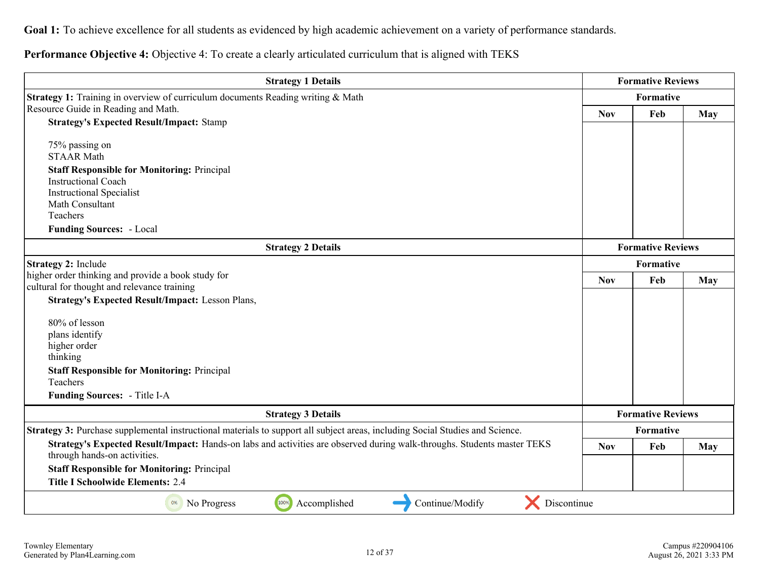**Goal 1:** To achieve excellence for all students as evidenced by high academic achievement on a variety of performance standards.

**Performance Objective 4:** Objective 4: To create a clearly articulated curriculum that is aligned with TEKS

| Strategy 1 Details | Formative Reviews | | |
|---|---|---|---|
| | Formative | | |
| | Nov | Feb | May |
| **Strategy 1:** Training in overview of curriculum documents Reading writing & Math Resource Guide in Reading and Math.<br>**Strategy's Expected Result/Impact:** Stamp<br><br>75% passing on STAAR Math<br>**Staff Responsible for Monitoring:** Principal<br>Instructional Coach<br>Instructional Specialist<br>Math Consultant<br>Teachers<br>**Funding Sources:** - Local | | | |

| Strategy 2 Details | Formative Reviews | | |
|---|---|---|---|
| | Formative | | |
| | Nov | Feb | May |
| **Strategy 2:** Include higher order thinking and provide a book study for cultural for thought and relevance training<br>**Strategy's Expected Result/Impact:** Lesson Plans,<br><br>80% of lesson plans identify higher order thinking<br>**Staff Responsible for Monitoring:** Principal<br>Teachers<br>**Funding Sources:** - Title I-A | | | |

| Strategy 3 Details | Formative Reviews | | |
|---|---|---|---|
| | Formative | | |
| | Nov | Feb | May |
| **Strategy 3:** Purchase supplemental instructional materials to support all subject areas, including Social Studies and Science.<br>**Strategy's Expected Result/Impact:** Hands-on labs and activities are observed during walk-throughs. Students master TEKS through hands-on activities.<br>**Staff Responsible for Monitoring:** Principal<br>**Title I Schoolwide Elements:** 2.4 | | | |

0% No Progress | 100% Accomplished | → Continue/Modify | ✗ Discontinue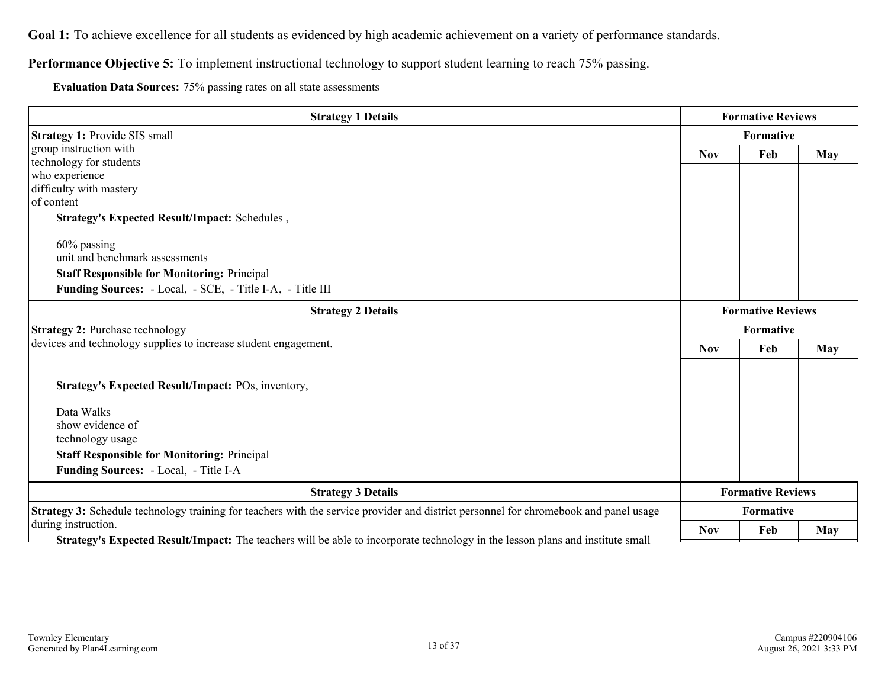**Goal 1:** To achieve excellence for all students as evidenced by high academic achievement on a variety of performance standards.

**Performance Objective 5:** To implement instructional technology to support student learning to reach 75% passing.

**Evaluation Data Sources:** 75% passing rates on all state assessments

| Strategy 1 Details | Formative Reviews | | |
|---|---|---|---|
| | Formative | | |
| **Strategy 1:** Provide SIS small group instruction with technology for students who experience difficulty with mastery of content<br><br>**Strategy's Expected Result/Impact:** Schedules ,<br><br>60% passing unit and benchmark assessments<br><br>**Staff Responsible for Monitoring:** Principal<br><br>**Funding Sources:** - Local, - SCE, - Title I-A, - Title III | Nov | Feb | May |

| Strategy 2 Details | Formative Reviews | | |
|---|---|---|---|
| | Formative | | |
| **Strategy 2:** Purchase technology devices and technology supplies to increase student engagement.<br><br>**Strategy's Expected Result/Impact:** POs, inventory,<br><br>Data Walks show evidence of technology usage<br><br>**Staff Responsible for Monitoring:** Principal<br><br>**Funding Sources:** - Local, - Title I-A | Nov | Feb | May |

| Strategy 3 Details | Formative Reviews | | |
|---|---|---|---|
| | Formative | | |
| **Strategy 3:** Schedule technology training for teachers with the service provider and district personnel for chromebook and panel usage during instruction.<br><br>**Strategy's Expected Result/Impact:** The teachers will be able to incorporate technology in the lesson plans and institute small | Nov | Feb | May |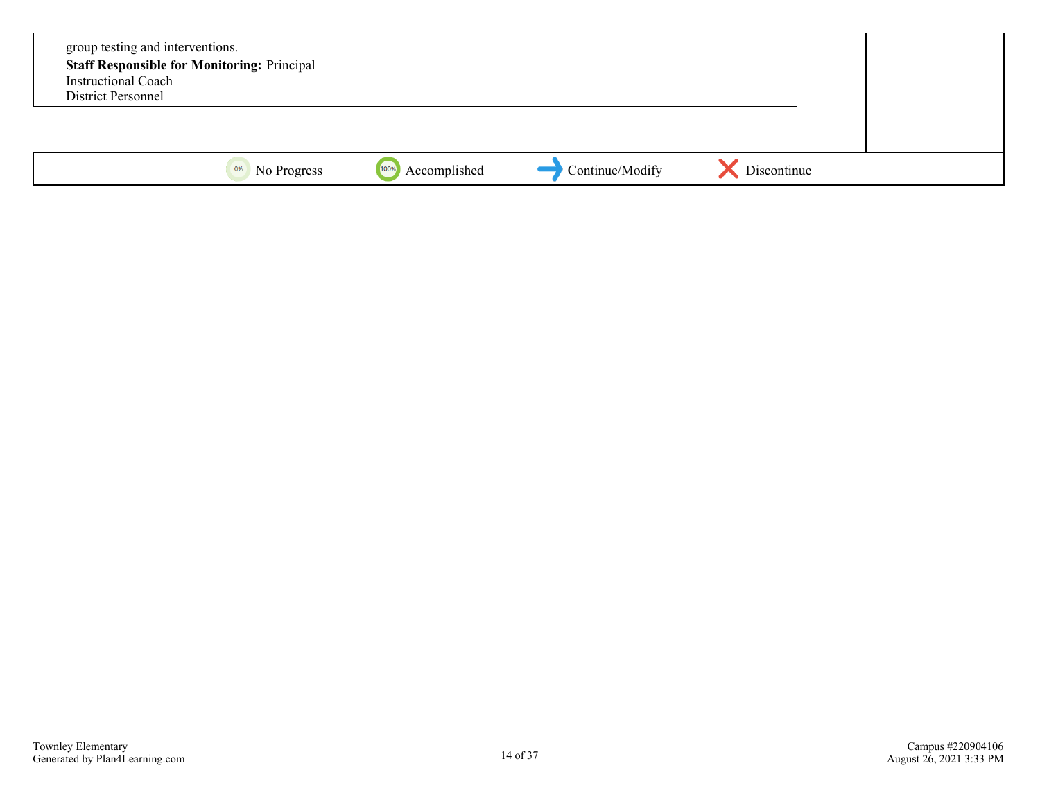group testing and interventions.

**Staff Responsible for Monitoring:** Principal
Instructional Coach
District Personnel

No Progress | Accomplished | Continue/Modify | Discontinue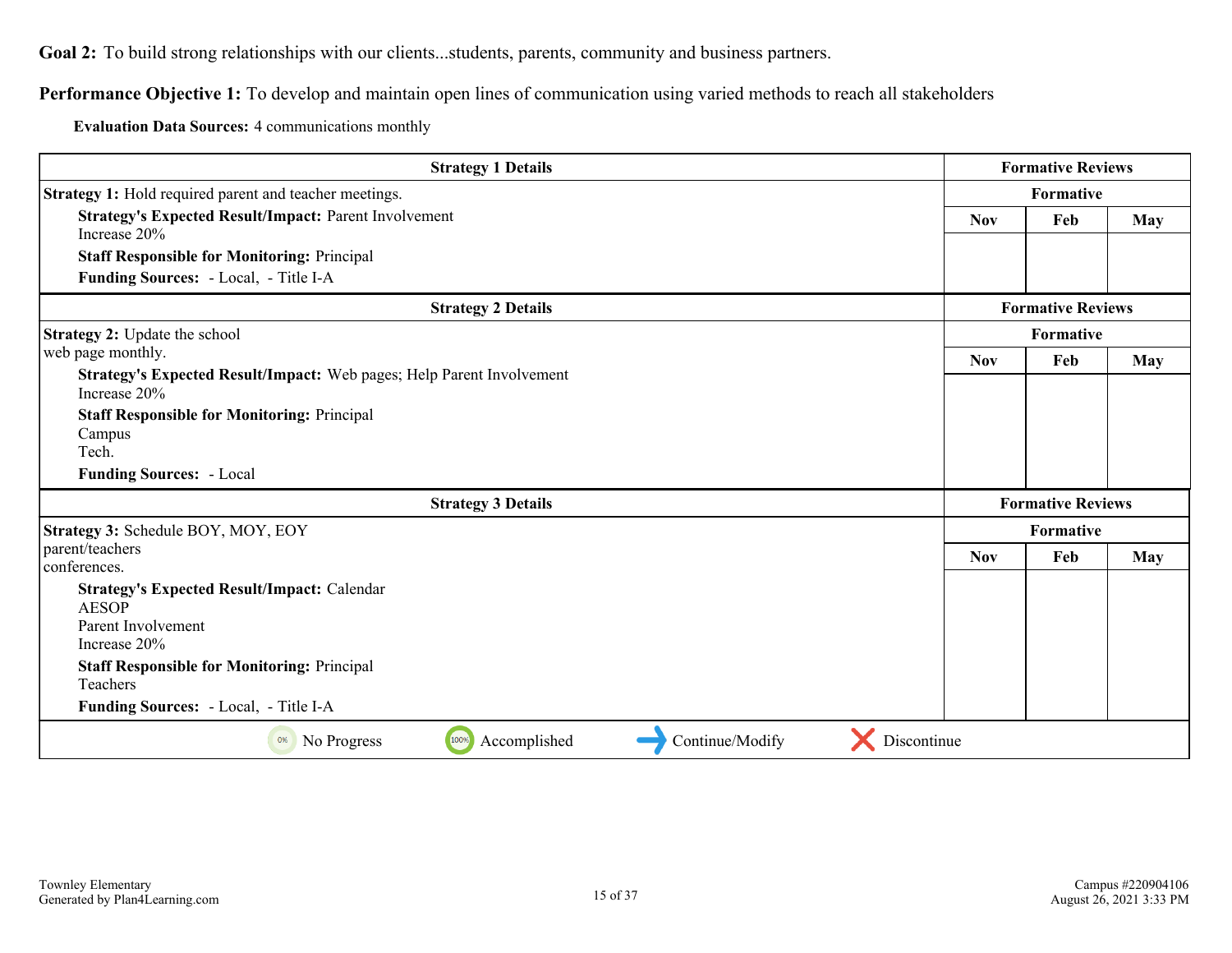**Goal 2:** To build strong relationships with our clients...students, parents, community and business partners.

**Performance Objective 1:** To develop and maintain open lines of communication using varied methods to reach all stakeholders

**Evaluation Data Sources:** 4 communications monthly

| Strategy 1 Details | Formative Reviews | | |
|---|---|---|---|
| **Strategy 1:** Hold required parent and teacher meetings.<br>**Strategy's Expected Result/Impact:** Parent Involvement<br>Increase 20%<br>**Staff Responsible for Monitoring:** Principal<br>**Funding Sources:** - Local, - Title I-A | Formative | | |
| | Nov | Feb | May |
| | | | |

| Strategy 2 Details | Formative Reviews | | |
|---|---|---|---|
| **Strategy 2:** Update the school<br>web page monthly.<br>**Strategy's Expected Result/Impact:** Web pages; Help Parent Involvement<br>Increase 20%<br>**Staff Responsible for Monitoring:** Principal<br>Campus<br>Tech.<br>**Funding Sources:** - Local | Formative | | |
| | Nov | Feb | May |
| | | | |

| Strategy 3 Details | Formative Reviews | | |
|---|---|---|---|
| **Strategy 3:** Schedule BOY, MOY, EOY<br>parent/teachers<br>conferences.<br>**Strategy's Expected Result/Impact:** Calendar<br>AESOP<br>Parent Involvement<br>Increase 20%<br>**Staff Responsible for Monitoring:** Principal<br>Teachers<br>**Funding Sources:** - Local, - Title I-A | Formative | | |
| | Nov | Feb | May |
| | | | |

0% No Progress | 100% Accomplished | → Continue/Modify | ✕ Discontinue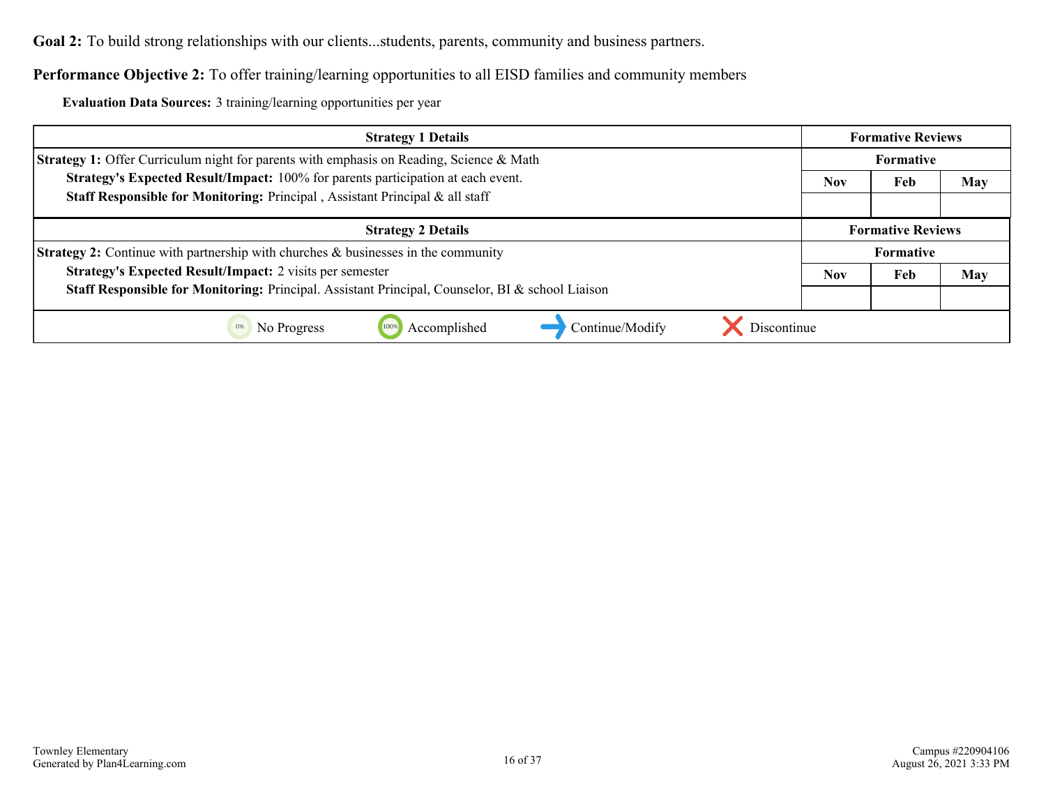**Goal 2:** To build strong relationships with our clients...students, parents, community and business partners.

**Performance Objective 2:** To offer training/learning opportunities to all EISD families and community members

**Evaluation Data Sources:** 3 training/learning opportunities per year

| Strategy 1 Details | Formative Reviews | | |
|---|---|---|---|
| **Strategy 1:** Offer Curriculum night for parents with emphasis on Reading, Science & Math<br>**Strategy's Expected Result/Impact:** 100% for parents participation at each event.<br>**Staff Responsible for Monitoring:** Principal , Assistant Principal & all staff | Formative | | |
| | Nov | Feb | May |
| | | | |

| Strategy 2 Details | Formative Reviews | | |
|---|---|---|---|
| **Strategy 2:** Continue with partnership with churches & businesses in the community<br>**Strategy's Expected Result/Impact:** 2 visits per semester<br>**Staff Responsible for Monitoring:** Principal. Assistant Principal, Counselor, BI & school Liaison | Formative | | |
| | Nov | Feb | May |
| | | | |

0% No Progress &nbsp;&nbsp; 100% Accomplished &nbsp;&nbsp; Continue/Modify &nbsp;&nbsp; Discontinue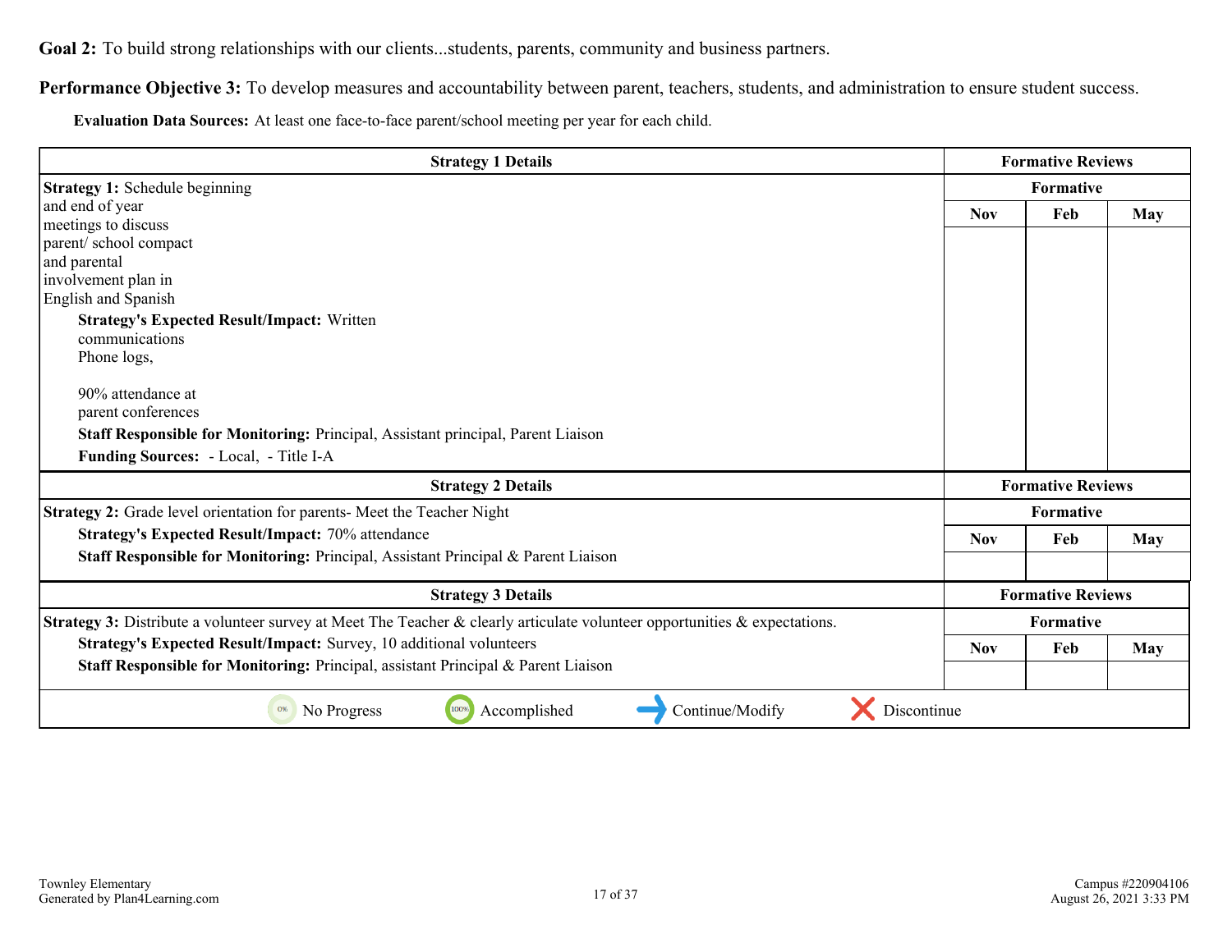**Goal 2:** To build strong relationships with our clients...students, parents, community and business partners.

**Performance Objective 3:** To develop measures and accountability between parent, teachers, students, and administration to ensure student success.

**Evaluation Data Sources:** At least one face-to-face parent/school meeting per year for each child.

| Strategy 1 Details | Formative Reviews | | |
|---|---|---|---|
| | Formative | | |
| **Strategy 1:** Schedule beginning and end of year meetings to discuss parent/ school compact and parental involvement plan in English and Spanish<br>**Strategy's Expected Result/Impact:** Written communications<br>Phone logs,<br><br>90% attendance at parent conferences<br>**Staff Responsible for Monitoring:** Principal, Assistant principal, Parent Liaison<br>**Funding Sources:** - Local, - Title I-A | Nov | Feb | May |

| Strategy 2 Details | Formative Reviews | | |
|---|---|---|---|
| | Formative | | |
| **Strategy 2:** Grade level orientation for parents- Meet the Teacher Night<br>**Strategy's Expected Result/Impact:** 70% attendance<br>**Staff Responsible for Monitoring:** Principal, Assistant Principal & Parent Liaison | Nov | Feb | May |

| Strategy 3 Details | Formative Reviews | | |
|---|---|---|---|
| | Formative | | |
| **Strategy 3:** Distribute a volunteer survey at Meet The Teacher & clearly articulate volunteer opportunities & expectations.<br>**Strategy's Expected Result/Impact:** Survey, 10 additional volunteers<br>**Staff Responsible for Monitoring:** Principal, assistant Principal & Parent Liaison | Nov | Feb | May |

No Progress | Accomplished | Continue/Modify | Discontinue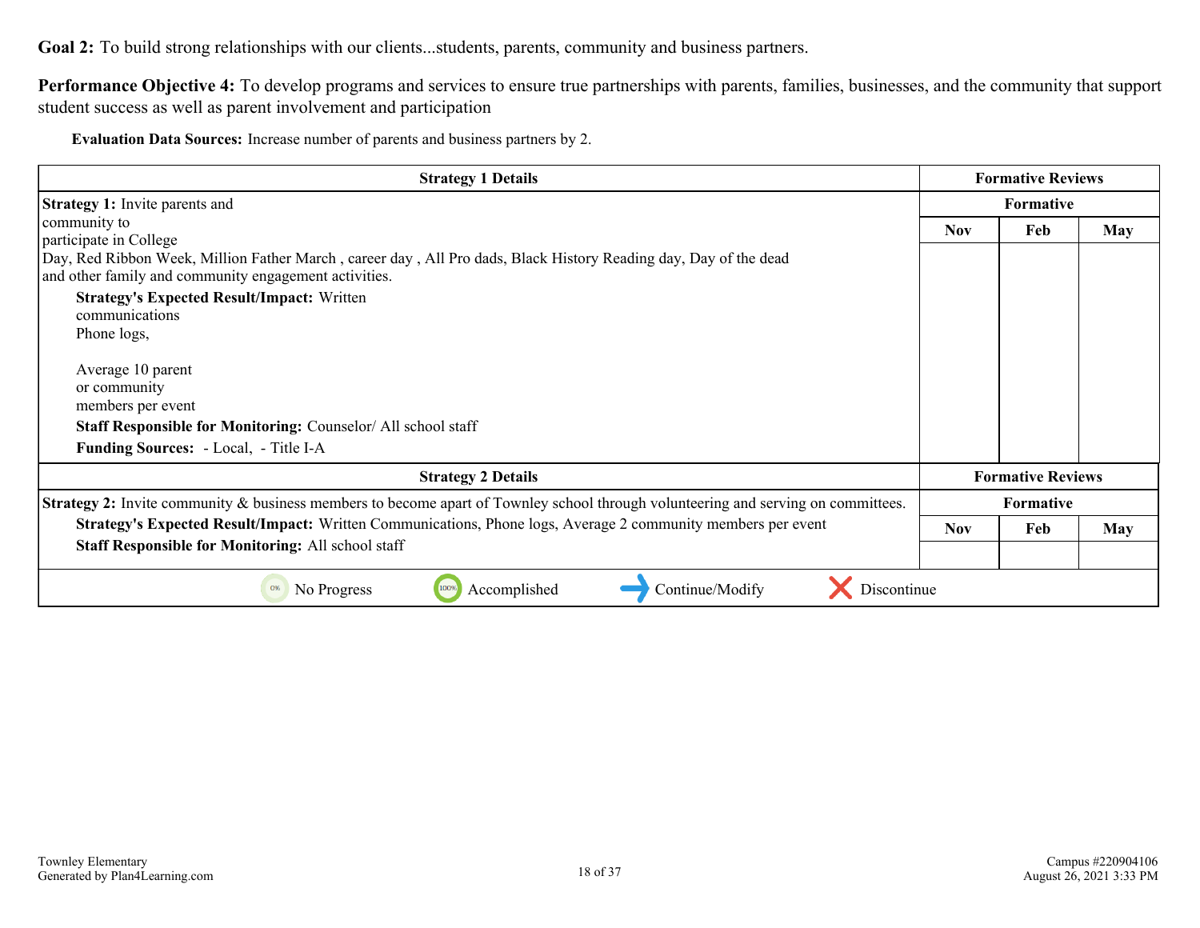**Goal 2:** To build strong relationships with our clients...students, parents, community and business partners.

**Performance Objective 4:** To develop programs and services to ensure true partnerships with parents, families, businesses, and the community that support student success as well as parent involvement and participation

**Evaluation Data Sources:** Increase number of parents and business partners by 2.

| Strategy 1 Details | Formative Reviews | | |
|---|---|---|---|
| | Formative | | |
| **Strategy 1:** Invite parents and community to participate in College Day, Red Ribbon Week, Million Father March , career day , All Pro dads, Black History Reading day, Day of the dead and other family and community engagement activities.<br>**Strategy's Expected Result/Impact:** Written communications Phone logs,<br><br>Average 10 parent or community members per event<br>**Staff Responsible for Monitoring:** Counselor/ All school staff<br>**Funding Sources:** - Local, - Title I-A | Nov | Feb | May |

| Strategy 2 Details | Formative Reviews | | |
|---|---|---|---|
| | Formative | | |
| **Strategy 2:** Invite community & business members to become apart of Townley school through volunteering and serving on committees.<br>**Strategy's Expected Result/Impact:** Written Communications, Phone logs, Average 2 community members per event<br>**Staff Responsible for Monitoring:** All school staff | Nov | Feb | May |

No Progress | Accomplished | Continue/Modify | Discontinue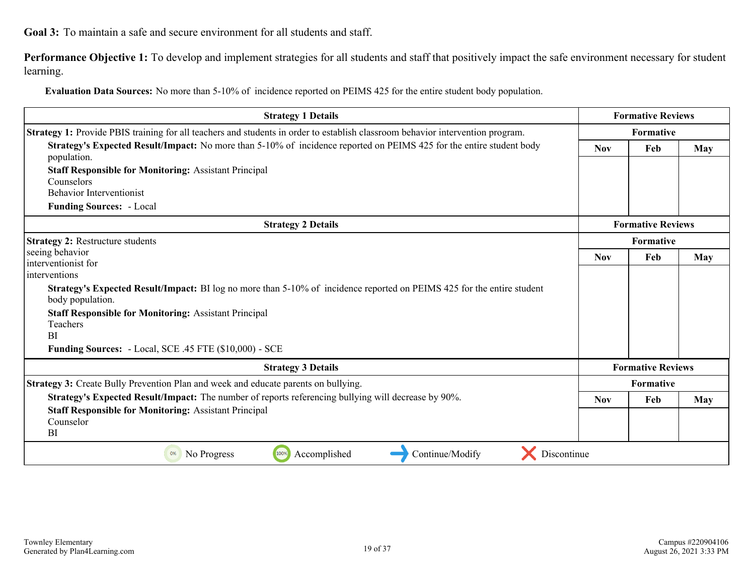**Goal 3:** To maintain a safe and secure environment for all students and staff.

**Performance Objective 1:** To develop and implement strategies for all students and staff that positively impact the safe environment necessary for student learning.

**Evaluation Data Sources:** No more than 5-10% of incidence reported on PEIMS 425 for the entire student body population.

| Strategy 1 Details | Formative Reviews | | |
|---|---|---|---|
| | Formative | | |
| **Strategy 1:** Provide PBIS training for all teachers and students in order to establish classroom behavior intervention program.<br>**Strategy's Expected Result/Impact:** No more than 5-10% of incidence reported on PEIMS 425 for the entire student body population.<br>**Staff Responsible for Monitoring:** Assistant Principal<br>Counselors<br>Behavior Interventionist<br>**Funding Sources:** - Local | Nov | Feb | May |

| Strategy 2 Details | Formative Reviews | | |
|---|---|---|---|
| | Formative | | |
| **Strategy 2:** Restructure students seeing behavior interventionist for interventions<br>**Strategy's Expected Result/Impact:** BI log no more than 5-10% of incidence reported on PEIMS 425 for the entire student body population.<br>**Staff Responsible for Monitoring:** Assistant Principal<br>Teachers<br>BI<br>**Funding Sources:** - Local, SCE .45 FTE ($10,000) - SCE | Nov | Feb | May |

| Strategy 3 Details | Formative Reviews | | |
|---|---|---|---|
| | Formative | | |
| **Strategy 3:** Create Bully Prevention Plan and week and educate parents on bullying.<br>**Strategy's Expected Result/Impact:** The number of reports referencing bullying will decrease by 90%.<br>**Staff Responsible for Monitoring:** Assistant Principal<br>Counselor<br>BI | Nov | Feb | May |

0% No Progress | 100% Accomplished | → Continue/Modify | ✕ Discontinue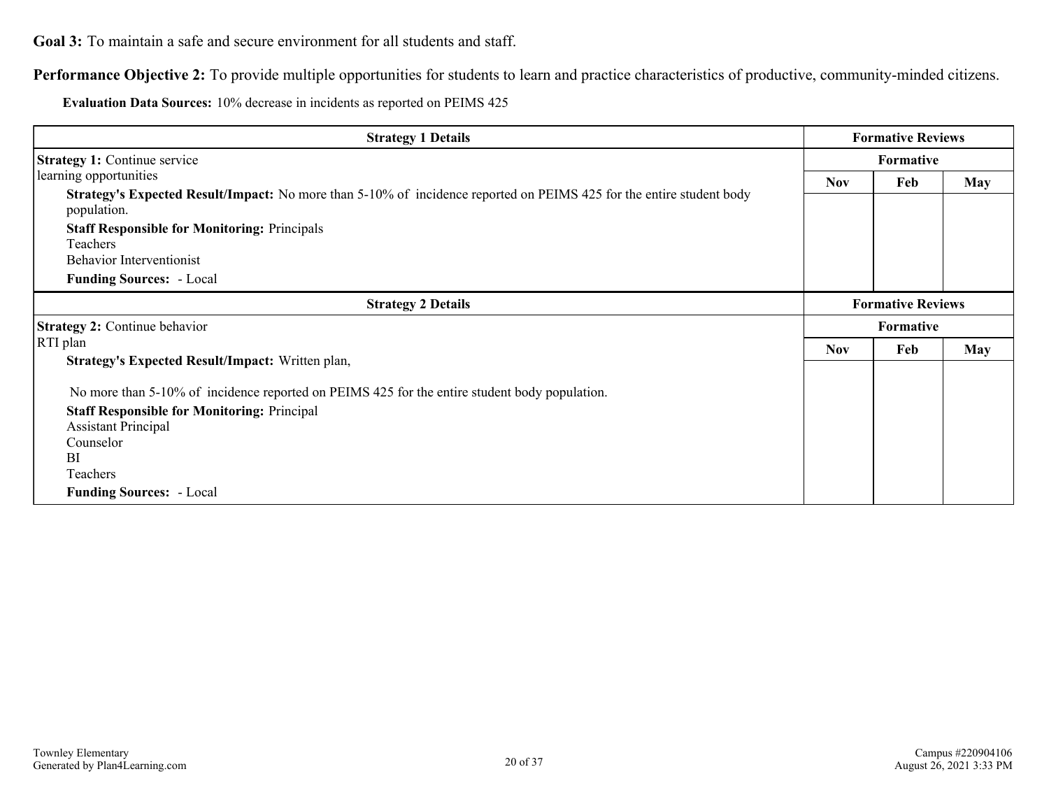**Goal 3:** To maintain a safe and secure environment for all students and staff.

**Performance Objective 2:** To provide multiple opportunities for students to learn and practice characteristics of productive, community-minded citizens.

**Evaluation Data Sources:** 10% decrease in incidents as reported on PEIMS 425

| Strategy 1 Details | Formative Reviews | | |
|---|---|---|---|
| | Formative | | |
| **Strategy 1:** Continue service learning opportunities<br>**Strategy's Expected Result/Impact:** No more than 5-10% of incidence reported on PEIMS 425 for the entire student body population.<br>**Staff Responsible for Monitoring:** Principals<br>Teachers<br>Behavior Interventionist<br>**Funding Sources:** - Local | Nov | Feb | May |
| | | | |

| Strategy 2 Details | Formative Reviews | | |
|---|---|---|---|
| | Formative | | |
| **Strategy 2:** Continue behavior RTI plan<br>**Strategy's Expected Result/Impact:** Written plan,<br><br>No more than 5-10% of incidence reported on PEIMS 425 for the entire student body population.<br>**Staff Responsible for Monitoring:** Principal<br>Assistant Principal<br>Counselor<br>BI<br>Teachers<br>**Funding Sources:** - Local | Nov | Feb | May |
| | | | |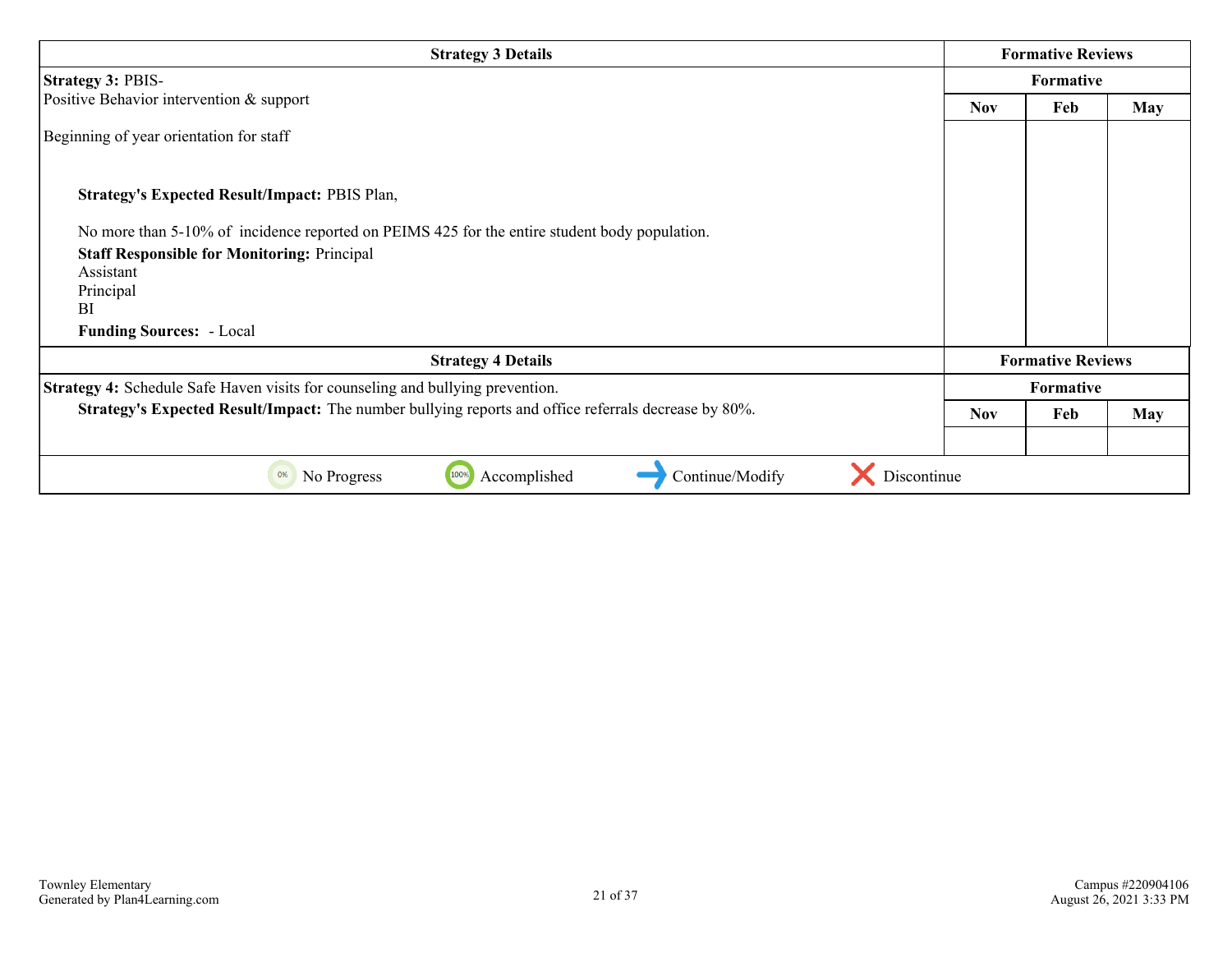| Strategy 3 Details | Formative Reviews | | |
|---|---|---|---|
| | Formative | | |
| **Strategy 3:** PBIS-<br>Positive Behavior intervention & support<br><br>Beginning of year orientation for staff<br><br>**Strategy's Expected Result/Impact:** PBIS Plan,<br><br>No more than 5-10% of incidence reported on PEIMS 425 for the entire student body population.<br>**Staff Responsible for Monitoring:** Principal<br>Assistant<br>Principal<br>BI<br>**Funding Sources:** - Local | Nov | Feb | May |

| Strategy 4 Details | Formative Reviews | | |
|---|---|---|---|
| | Formative | | |
| **Strategy 4:** Schedule Safe Haven visits for counseling and bullying prevention.<br>**Strategy's Expected Result/Impact:** The number bullying reports and office referrals decrease by 80%. | Nov | Feb | May |

0% No Progress | 100% Accomplished | → Continue/Modify | ✕ Discontinue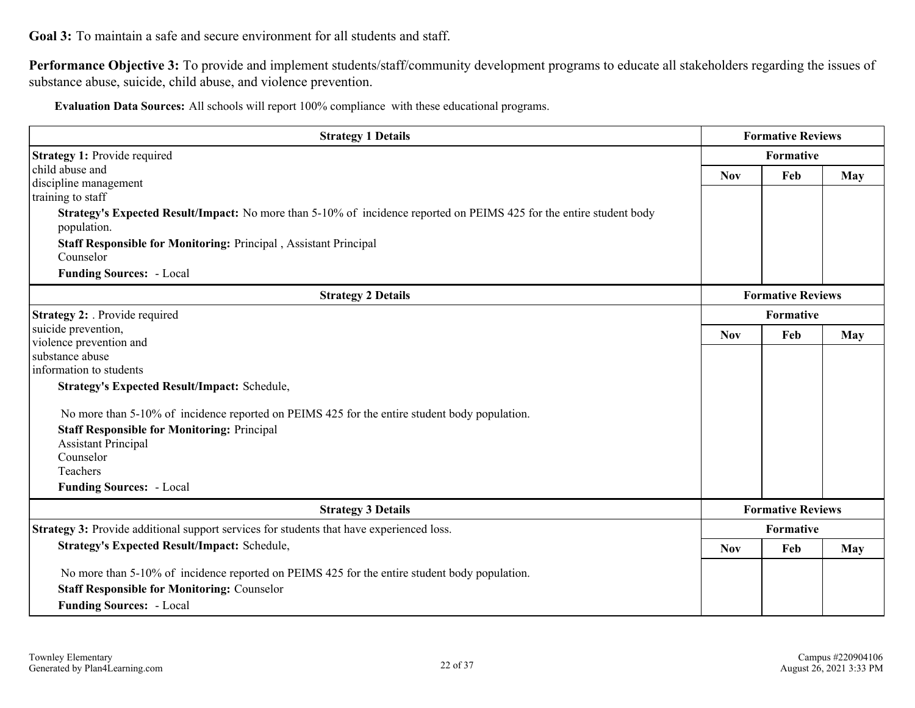**Goal 3:** To maintain a safe and secure environment for all students and staff.

**Performance Objective 3:** To provide and implement students/staff/community development programs to educate all stakeholders regarding the issues of substance abuse, suicide, child abuse, and violence prevention.

**Evaluation Data Sources:** All schools will report 100% compliance with these educational programs.

| Strategy 1 Details | Formative Reviews | | |
|---|---|---|---|
| | Formative | | |
| **Strategy 1:** Provide required child abuse and discipline management training to staff<br>**Strategy's Expected Result/Impact:** No more than 5-10% of incidence reported on PEIMS 425 for the entire student body population.<br>**Staff Responsible for Monitoring:** Principal , Assistant Principal Counselor<br>**Funding Sources:** - Local | Nov | Feb | May |
| | | | |

| Strategy 2 Details | Formative Reviews | | |
|---|---|---|---|
| | Formative | | |
| **Strategy 2:** . Provide required suicide prevention, violence prevention and substance abuse information to students<br>**Strategy's Expected Result/Impact:** Schedule,<br><br>No more than 5-10% of incidence reported on PEIMS 425 for the entire student body population.<br>**Staff Responsible for Monitoring:** Principal<br>Assistant Principal<br>Counselor<br>Teachers<br>**Funding Sources:** - Local | Nov | Feb | May |
| | | | |

| Strategy 3 Details | Formative Reviews | | |
|---|---|---|---|
| | Formative | | |
| **Strategy 3:** Provide additional support services for students that have experienced loss.<br>**Strategy's Expected Result/Impact:** Schedule,<br><br>No more than 5-10% of incidence reported on PEIMS 425 for the entire student body population.<br>**Staff Responsible for Monitoring:** Counselor<br>**Funding Sources:** - Local | Nov | Feb | May |
| | | | |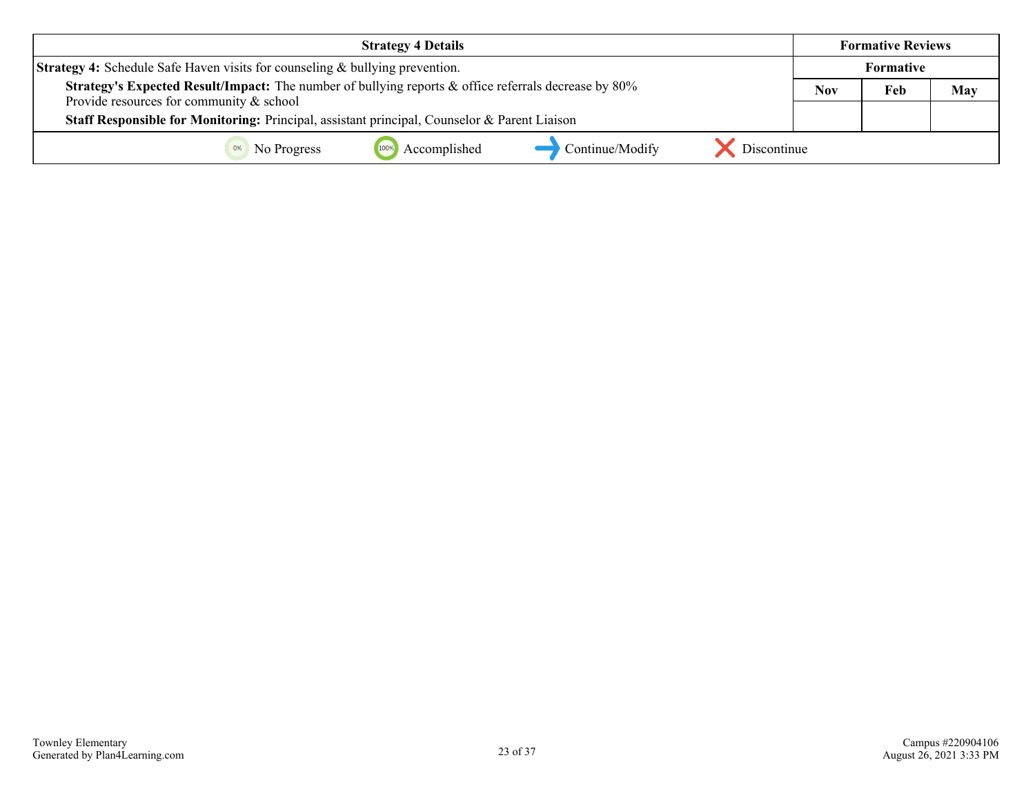| Strategy 4 Details | Formative Reviews | | |
|---|---|---|---|
| **Strategy 4:** Schedule Safe Haven visits for counseling & bullying prevention. | Formative | | |
| **Strategy's Expected Result/Impact:** The number of bullying reports & office referrals decrease by 80% Provide resources for community & school | Nov | Feb | May |
| **Staff Responsible for Monitoring:** Principal, assistant principal, Counselor & Parent Liaison | | | |

0% No Progress | 100% Accomplished | → Continue/Modify | ✕ Discontinue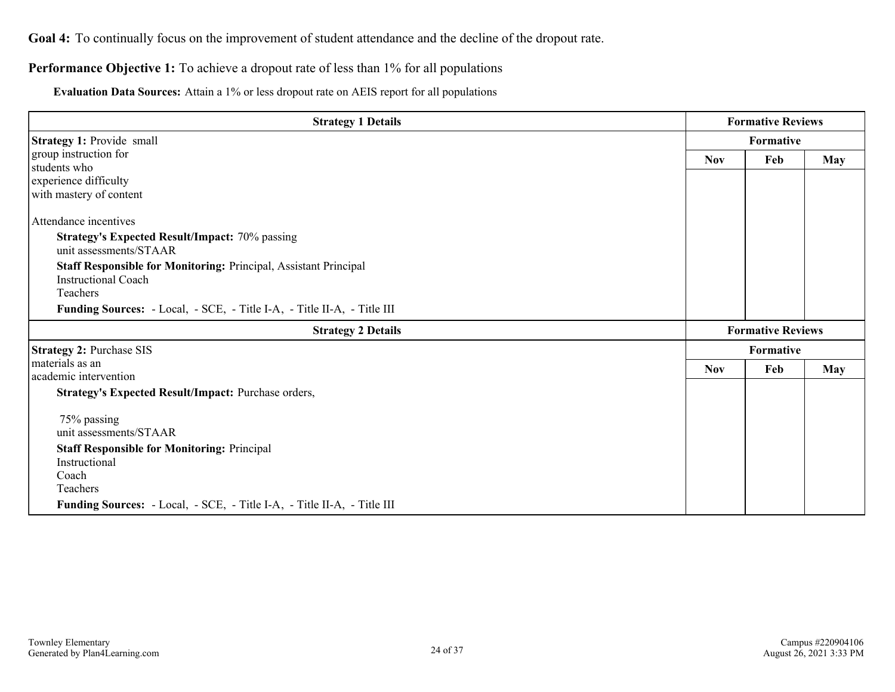**Goal 4:** To continually focus on the improvement of student attendance and the decline of the dropout rate.

**Performance Objective 1:** To achieve a dropout rate of less than 1% for all populations

**Evaluation Data Sources:** Attain a 1% or less dropout rate on AEIS report for all populations

| Strategy 1 Details | Formative Reviews | | |
|---|---|---|---|
| | Formative | | |
| | Nov | Feb | May |
| **Strategy 1:** Provide small group instruction for students who experience difficulty with mastery of content<br><br>Attendance incentives<br>**Strategy's Expected Result/Impact:** 70% passing unit assessments/STAAR<br>**Staff Responsible for Monitoring:** Principal, Assistant Principal<br>Instructional Coach<br>Teachers<br>**Funding Sources:** - Local, - SCE, - Title I-A, - Title II-A, - Title III | | | |

| Strategy 2 Details | Formative Reviews | | |
|---|---|---|---|
| | Formative | | |
| | Nov | Feb | May |
| **Strategy 2:** Purchase SIS materials as an academic intervention<br>**Strategy's Expected Result/Impact:** Purchase orders,<br><br>75% passing<br>unit assessments/STAAR<br>**Staff Responsible for Monitoring:** Principal<br>Instructional<br>Coach<br>Teachers<br>**Funding Sources:** - Local, - SCE, - Title I-A, - Title II-A, - Title III | | | |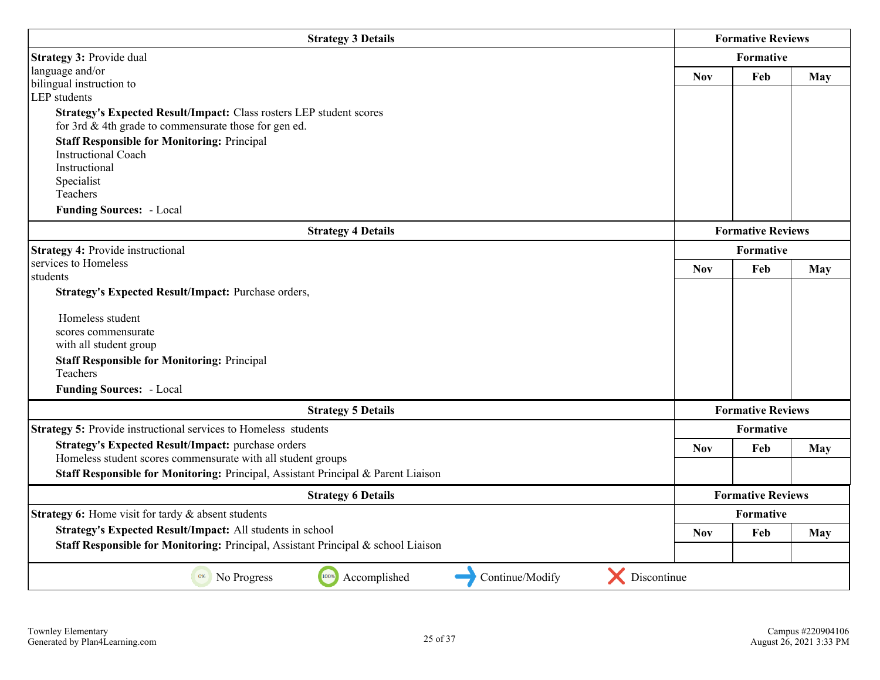| Strategy 3 Details | Formative Reviews | | |
|---|---|---|---|
| | Formative | | |
| | Nov | Feb | May |
| **Strategy 3:** Provide dual language and/or bilingual instruction to LEP students<br>**Strategy's Expected Result/Impact:** Class rosters LEP student scores for 3rd & 4th grade to commensurate those for gen ed.<br>**Staff Responsible for Monitoring:** Principal<br>Instructional Coach<br>Instructional<br>Specialist<br>Teachers<br>**Funding Sources:** - Local | | | |

| Strategy 4 Details | Formative Reviews | | |
|---|---|---|---|
| | Formative | | |
| | Nov | Feb | May |
| **Strategy 4:** Provide instructional services to Homeless students<br>**Strategy's Expected Result/Impact:** Purchase orders,<br><br>Homeless student scores commensurate with all student group<br>**Staff Responsible for Monitoring:** Principal<br>Teachers<br>**Funding Sources:** - Local | | | |

| Strategy 5 Details | Formative Reviews | | |
|---|---|---|---|
| | Formative | | |
| | Nov | Feb | May |
| **Strategy 5:** Provide instructional services to Homeless students<br>**Strategy's Expected Result/Impact:** purchase orders<br>Homeless student scores commensurate with all student groups<br>**Staff Responsible for Monitoring:** Principal, Assistant Principal & Parent Liaison | | | |

| Strategy 6 Details | Formative Reviews | | |
|---|---|---|---|
| | Formative | | |
| | Nov | Feb | May |
| **Strategy 6:** Home visit for tardy & absent students<br>**Strategy's Expected Result/Impact:** All students in school<br>**Staff Responsible for Monitoring:** Principal, Assistant Principal & school Liaison | | | |

0% No Progress | 100% Accomplished | Continue/Modify | Discontinue

Townley Elementary
Generated by Plan4Learning.com

Campus #220904106
August 26, 2021 3:33 PM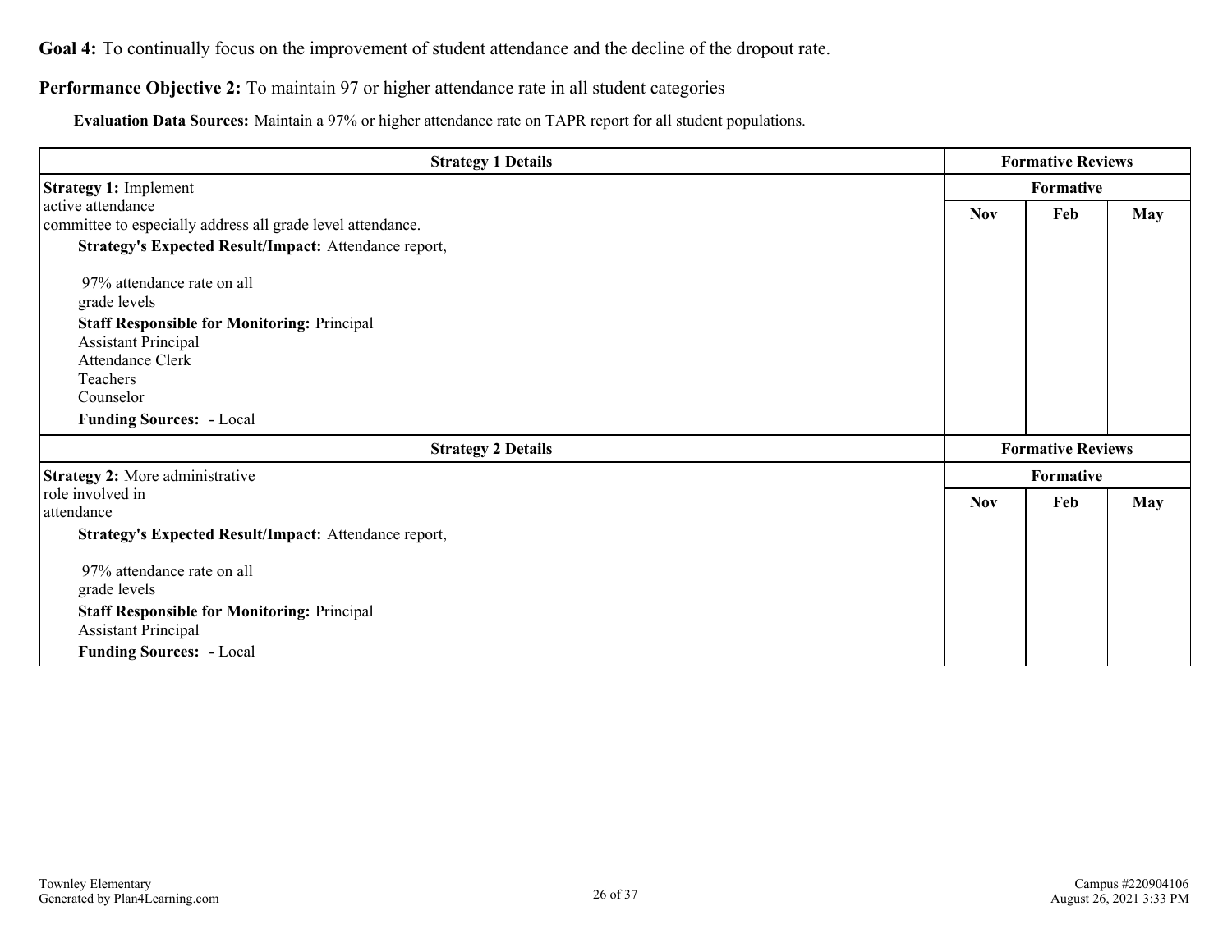**Goal 4:** To continually focus on the improvement of student attendance and the decline of the dropout rate.

**Performance Objective 2:** To maintain 97 or higher attendance rate in all student categories

**Evaluation Data Sources:** Maintain a 97% or higher attendance rate on TAPR report for all student populations.

| Strategy 1 Details | Formative Reviews | | |
|---|---|---|---|
| **Strategy 1:** Implement active attendance committee to especially address all grade level attendance. | Formative | | |
| | Nov | Feb | May |
| **Strategy's Expected Result/Impact:** Attendance report, 97% attendance rate on all grade levels<br>**Staff Responsible for Monitoring:** Principal<br>Assistant Principal<br>Attendance Clerk<br>Teachers<br>Counselor<br>**Funding Sources:** - Local | | | |

| Strategy 2 Details | Formative Reviews | | |
|---|---|---|---|
| **Strategy 2:** More administrative role involved in attendance | Formative | | |
| | Nov | Feb | May |
| **Strategy's Expected Result/Impact:** Attendance report, 97% attendance rate on all grade levels<br>**Staff Responsible for Monitoring:** Principal<br>Assistant Principal<br>**Funding Sources:** - Local | | | |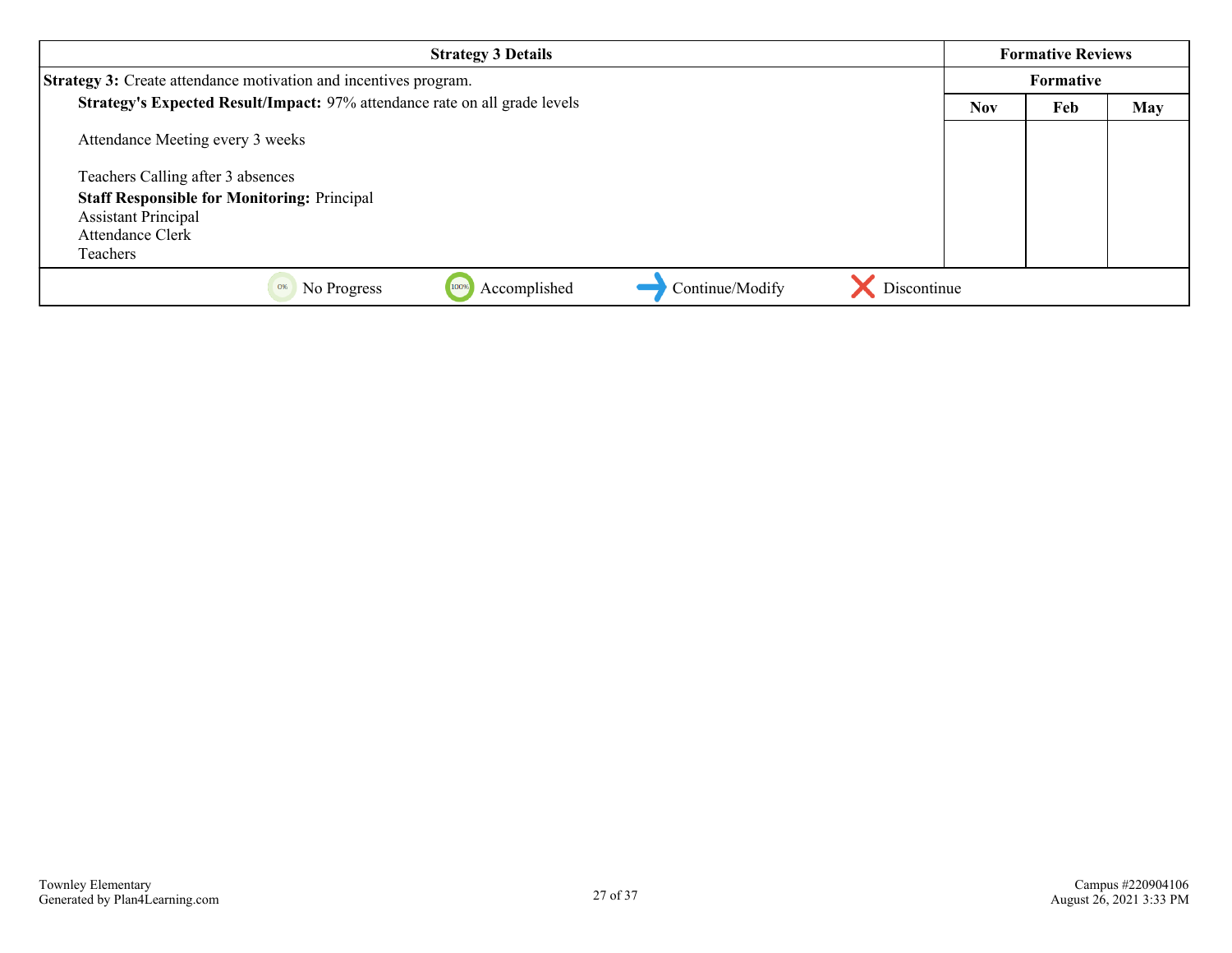| Strategy 3 Details | Formative Reviews | | |
|---|---|---|---|
| | Formative | | |
| **Strategy 3:** Create attendance motivation and incentives program.<br>**Strategy's Expected Result/Impact:** 97% attendance rate on all grade levels<br><br>Attendance Meeting every 3 weeks<br><br>Teachers Calling after 3 absences<br>**Staff Responsible for Monitoring:** Principal<br>Assistant Principal<br>Attendance Clerk<br>Teachers | Nov | Feb | May |
| | | | |

No Progress | Accomplished | Continue/Modify | Discontinue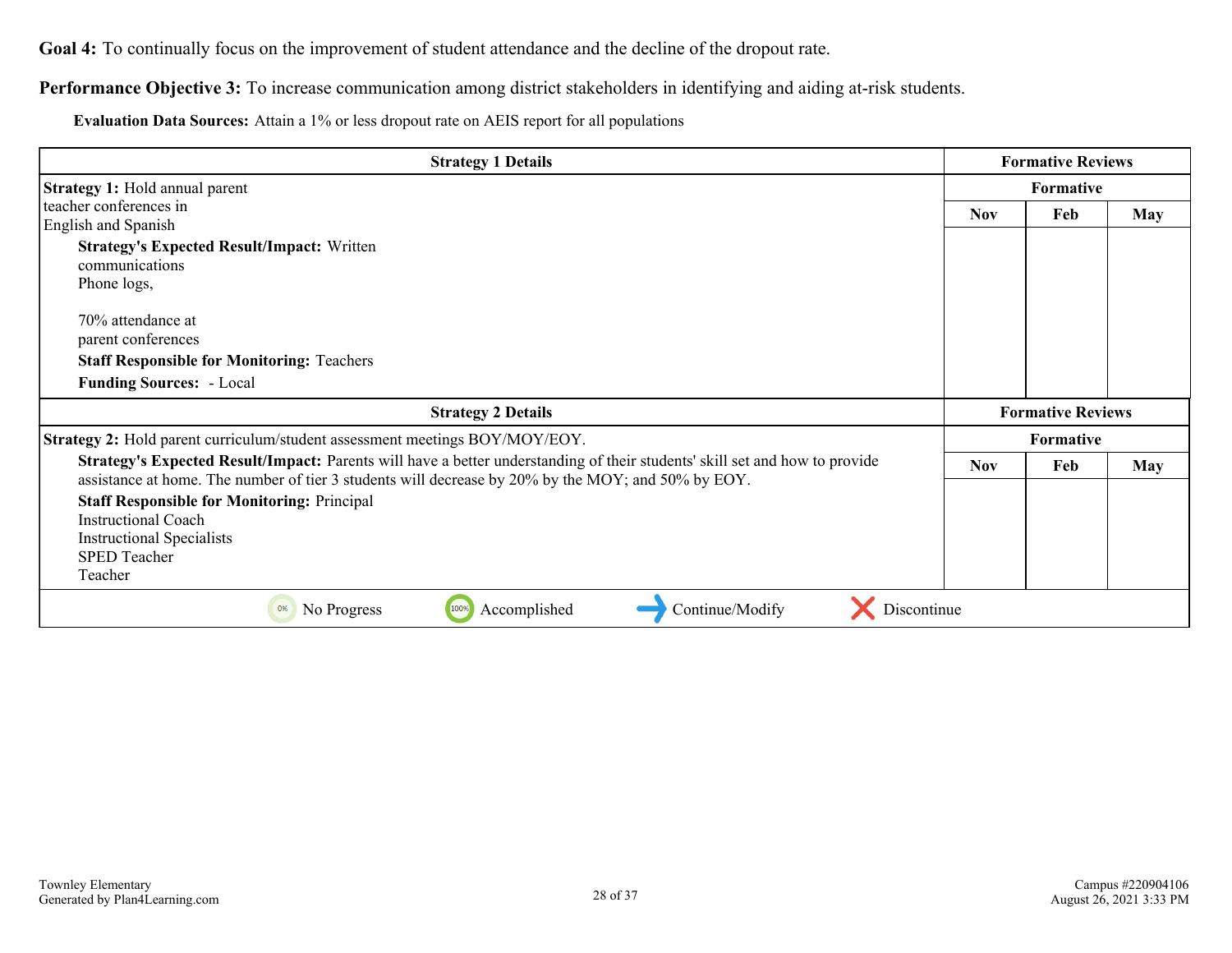**Goal 4:** To continually focus on the improvement of student attendance and the decline of the dropout rate.

**Performance Objective 3:** To increase communication among district stakeholders in identifying and aiding at-risk students.

**Evaluation Data Sources:** Attain a 1% or less dropout rate on AEIS report for all populations

| Strategy 1 Details | Formative Reviews | | |
|---|---|---|---|
| | Formative | | |
| **Strategy 1:** Hold annual parent teacher conferences in English and Spanish<br>**Strategy's Expected Result/Impact:** Written communications<br>Phone logs,<br><br>70% attendance at parent conferences<br>**Staff Responsible for Monitoring:** Teachers<br>**Funding Sources:** - Local | Nov | Feb | May |

| Strategy 2 Details | Formative Reviews | | |
|---|---|---|---|
| | Formative | | |
| **Strategy 2:** Hold parent curriculum/student assessment meetings BOY/MOY/EOY.<br>**Strategy's Expected Result/Impact:** Parents will have a better understanding of their students' skill set and how to provide assistance at home. The number of tier 3 students will decrease by 20% by the MOY; and 50% by EOY.<br>**Staff Responsible for Monitoring:** Principal<br>Instructional Coach<br>Instructional Specialists<br>SPED Teacher<br>Teacher | Nov | Feb | May |

0% No Progress | 100% Accomplished | Continue/Modify | Discontinue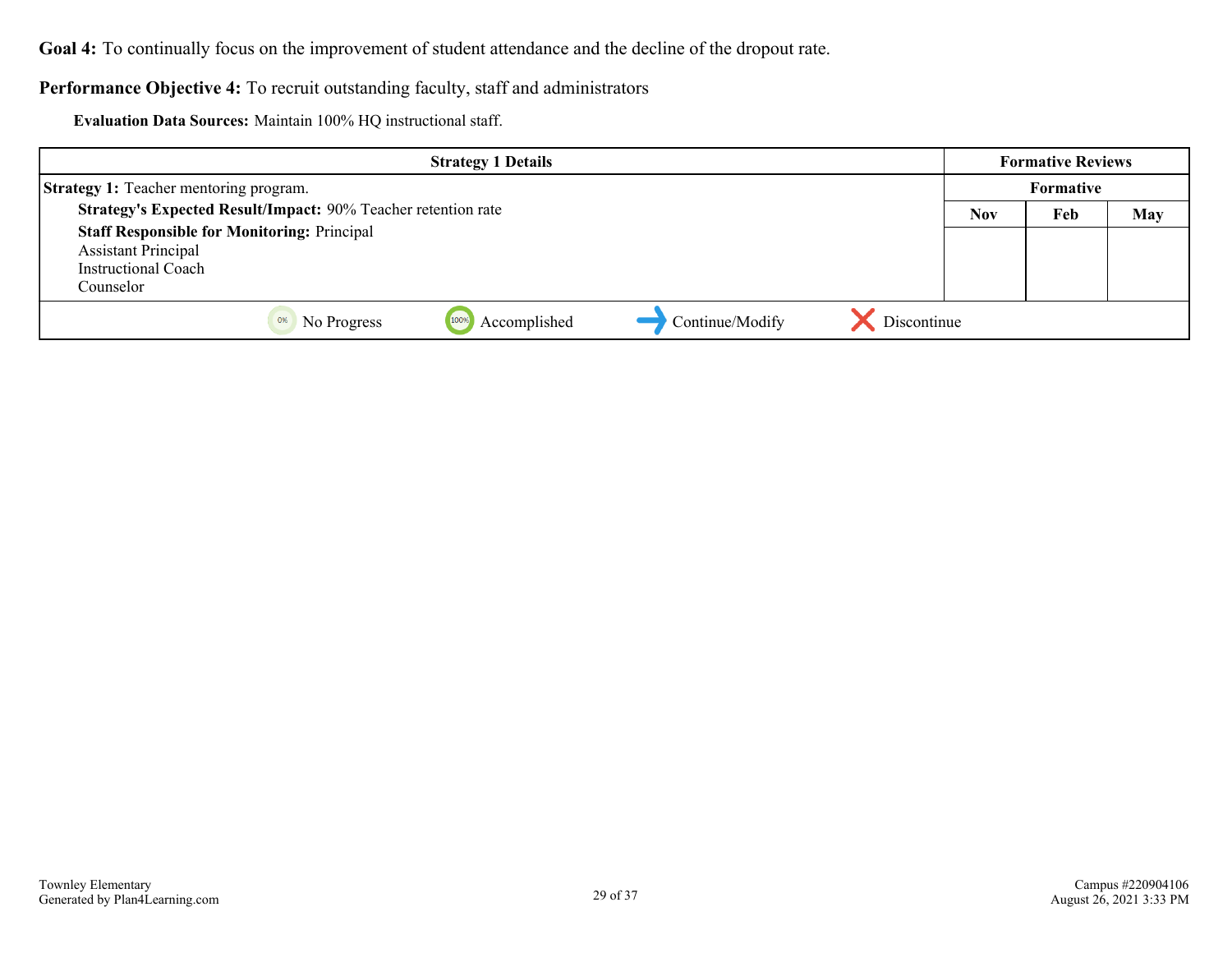**Goal 4:** To continually focus on the improvement of student attendance and the decline of the dropout rate.

**Performance Objective 4:** To recruit outstanding faculty, staff and administrators

**Evaluation Data Sources:** Maintain 100% HQ instructional staff.

| Strategy 1 Details | Formative Reviews | | |
|---|---|---|---|
| | Formative | | |
| **Strategy 1:** Teacher mentoring program.<br>**Strategy's Expected Result/Impact:** 90% Teacher retention rate<br>**Staff Responsible for Monitoring:** Principal<br>Assistant Principal<br>Instructional Coach<br>Counselor | Nov | Feb | May |
| | | | |

0% No Progress | 100% Accomplished | Continue/Modify | Discontinue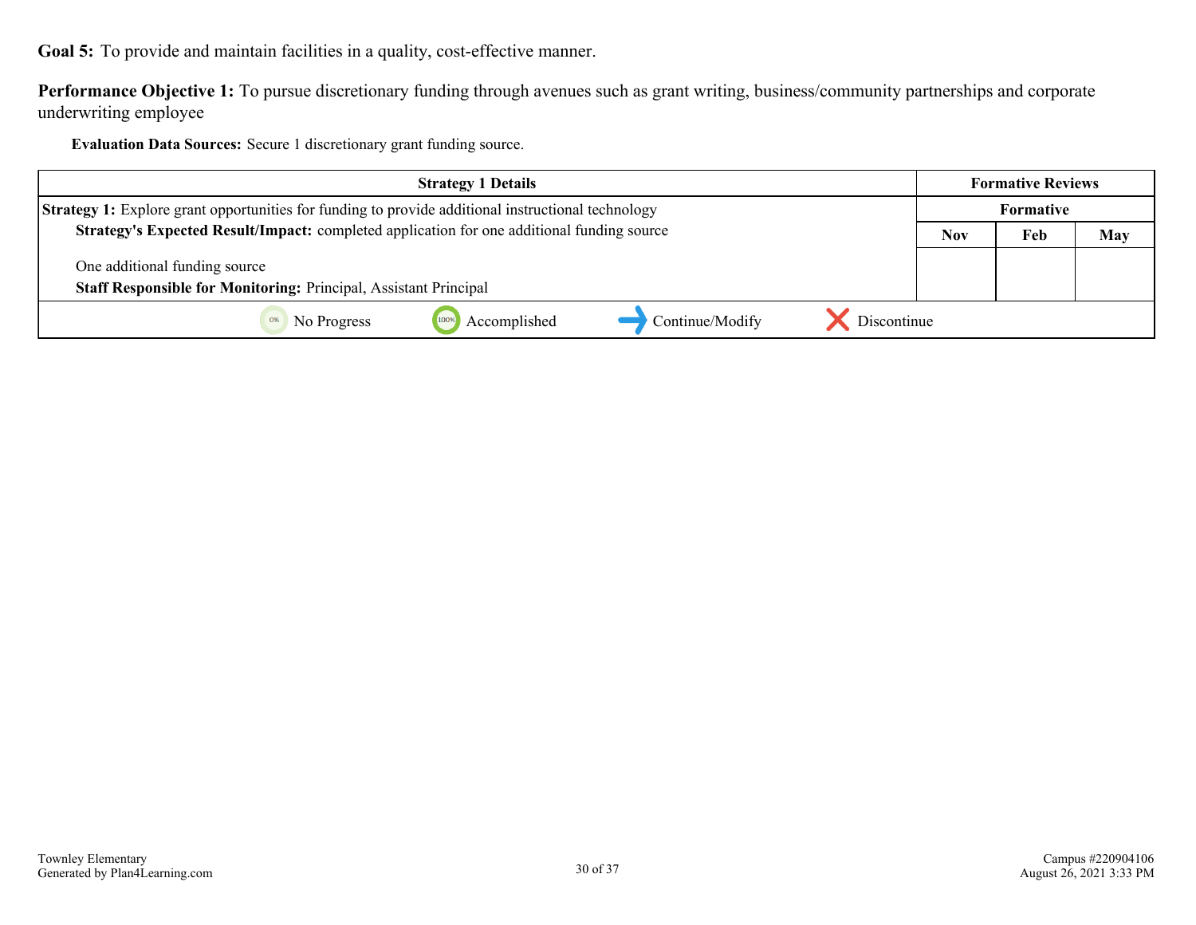**Goal 5:** To provide and maintain facilities in a quality, cost-effective manner.

**Performance Objective 1:** To pursue discretionary funding through avenues such as grant writing, business/community partnerships and corporate underwriting employee

**Evaluation Data Sources:** Secure 1 discretionary grant funding source.

| Strategy 1 Details | Formative Reviews | | |
|---|---|---|---|
| **Strategy 1:** Explore grant opportunities for funding to provide additional instructional technology | Formative | | |
| **Strategy's Expected Result/Impact:** completed application for one additional funding source<br><br>One additional funding source<br>**Staff Responsible for Monitoring:** Principal, Assistant Principal | Nov | Feb | May |
| | | | |

No Progress | Accomplished | Continue/Modify | Discontinue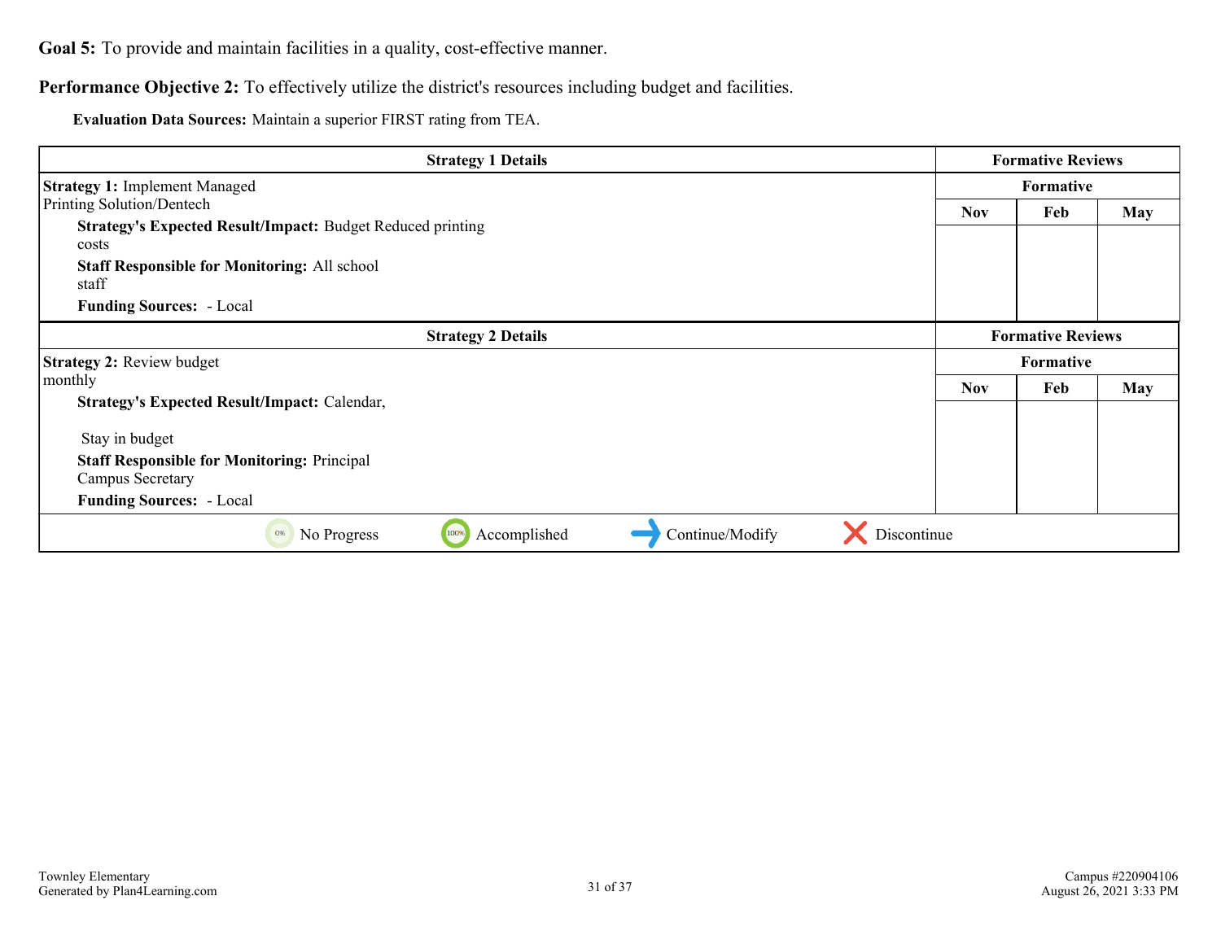**Goal 5:** To provide and maintain facilities in a quality, cost-effective manner.

**Performance Objective 2:** To effectively utilize the district's resources including budget and facilities.

**Evaluation Data Sources:** Maintain a superior FIRST rating from TEA.

| Strategy 1 Details | Formative Reviews | | |
|---|---|---|---|
| **Strategy 1:** Implement Managed Printing Solution/Dentech<br>**Strategy's Expected Result/Impact:** Budget Reduced printing costs<br>**Staff Responsible for Monitoring:** All school staff<br>**Funding Sources:** - Local | Formative | | |
| | Nov | Feb | May |
| | | | |

| Strategy 2 Details | Formative Reviews | | |
|---|---|---|---|
| **Strategy 2:** Review budget monthly<br>**Strategy's Expected Result/Impact:** Calendar,<br><br>Stay in budget<br>**Staff Responsible for Monitoring:** Principal<br>Campus Secretary<br>**Funding Sources:** - Local | Formative | | |
| | Nov | Feb | May |
| | | | |

No Progress | Accomplished | Continue/Modify | Discontinue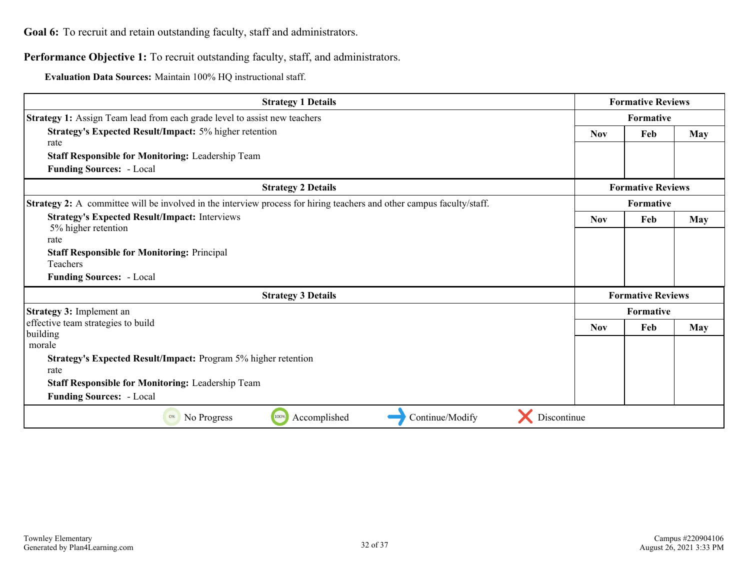**Goal 6:** To recruit and retain outstanding faculty, staff and administrators.

**Performance Objective 1:** To recruit outstanding faculty, staff, and administrators.

**Evaluation Data Sources:** Maintain 100% HQ instructional staff.

| Strategy 1 Details | Formative Reviews | | |
|---|---|---|---|
| **Strategy 1:** Assign Team lead from each grade level to assist new teachers | Formative | | |
| **Strategy's Expected Result/Impact:** 5% higher retention rate<br>**Staff Responsible for Monitoring:** Leadership Team<br>**Funding Sources:** - Local | Nov | Feb | May |
| | | | |

| Strategy 2 Details | Formative Reviews | | |
|---|---|---|---|
| **Strategy 2:** A committee will be involved in the interview process for hiring teachers and other campus faculty/staff. | Formative | | |
| **Strategy's Expected Result/Impact:** Interviews<br>5% higher retention rate<br>**Staff Responsible for Monitoring:** Principal<br>Teachers<br>**Funding Sources:** - Local | Nov | Feb | May |
| | | | |

| Strategy 3 Details | Formative Reviews | | |
|---|---|---|---|
| **Strategy 3:** Implement an effective team strategies to build building morale | Formative | | |
| **Strategy's Expected Result/Impact:** Program 5% higher retention rate<br>**Staff Responsible for Monitoring:** Leadership Team<br>**Funding Sources:** - Local | Nov | Feb | May |
| | | | |

No Progress | Accomplished | Continue/Modify | Discontinue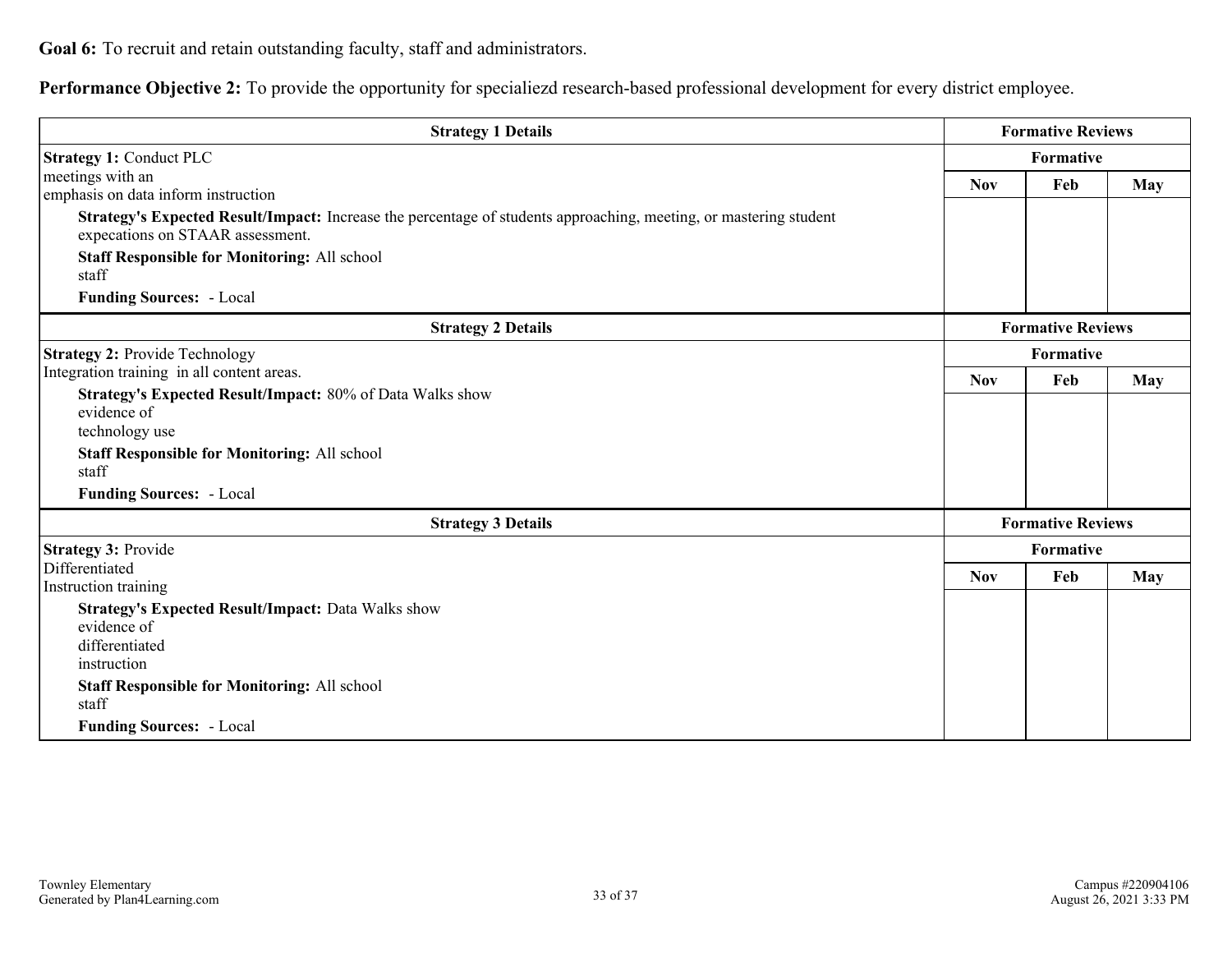**Goal 6:** To recruit and retain outstanding faculty, staff and administrators.

**Performance Objective 2:** To provide the opportunity for specialiezd research-based professional development for every district employee.

| Strategy 1 Details | Formative Reviews | | |
|---|---|---|---|
| **Strategy 1:** Conduct PLC meetings with an emphasis on data inform instruction | Formative | | |
| | Nov | Feb | May |
| **Strategy's Expected Result/Impact:** Increase the percentage of students approaching, meeting, or mastering student expecations on STAAR assessment.<br>**Staff Responsible for Monitoring:** All school staff<br>**Funding Sources:** - Local | | | |

| Strategy 2 Details | Formative Reviews | | |
|---|---|---|---|
| **Strategy 2:** Provide Technology Integration training in all content areas. | Formative | | |
| | Nov | Feb | May |
| **Strategy's Expected Result/Impact:** 80% of Data Walks show evidence of technology use<br>**Staff Responsible for Monitoring:** All school staff<br>**Funding Sources:** - Local | | | |

| Strategy 3 Details | Formative Reviews | | |
|---|---|---|---|
| **Strategy 3:** Provide Differentiated Instruction training | Formative | | |
| | Nov | Feb | May |
| **Strategy's Expected Result/Impact:** Data Walks show evidence of differentiated instruction<br>**Staff Responsible for Monitoring:** All school staff<br>**Funding Sources:** - Local | | | |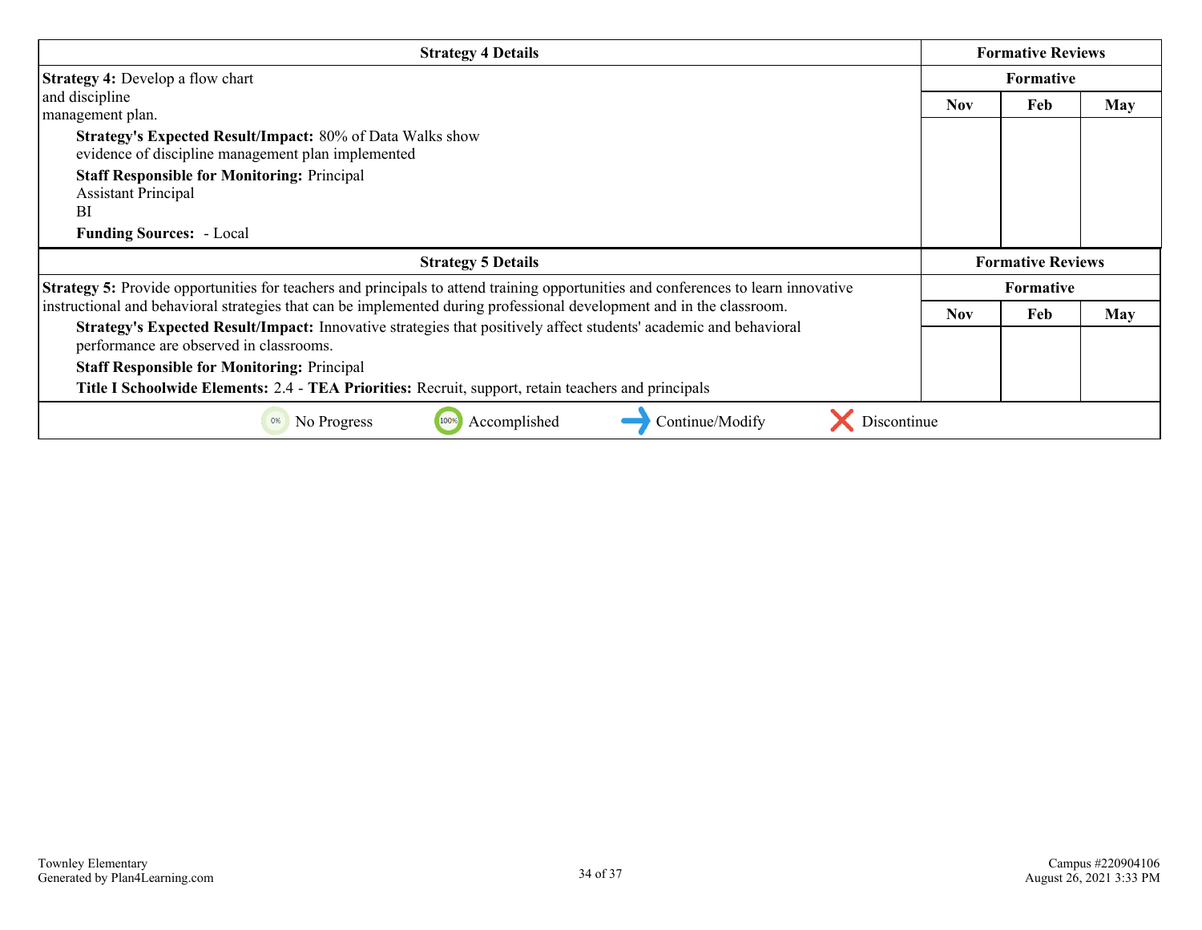| Strategy 4 Details | Formative Reviews | | |
|---|---|---|---|
| | Formative | | |
| **Strategy 4:** Develop a flow chart and discipline management plan.<br>**Strategy's Expected Result/Impact:** 80% of Data Walks show evidence of discipline management plan implemented<br>**Staff Responsible for Monitoring:** Principal<br>Assistant Principal<br>BI<br>**Funding Sources:** - Local | Nov | Feb | May |
| | | | |

| Strategy 5 Details | Formative Reviews | | |
|---|---|---|---|
| | Formative | | |
| **Strategy 5:** Provide opportunities for teachers and principals to attend training opportunities and conferences to learn innovative instructional and behavioral strategies that can be implemented during professional development and in the classroom.<br>**Strategy's Expected Result/Impact:** Innovative strategies that positively affect students' academic and behavioral performance are observed in classrooms.<br>**Staff Responsible for Monitoring:** Principal<br>**Title I Schoolwide Elements:** 2.4 - **TEA Priorities:** Recruit, support, retain teachers and principals | Nov | Feb | May |
| | | | |

0% No Progress — 100% Accomplished — Continue/Modify — Discontinue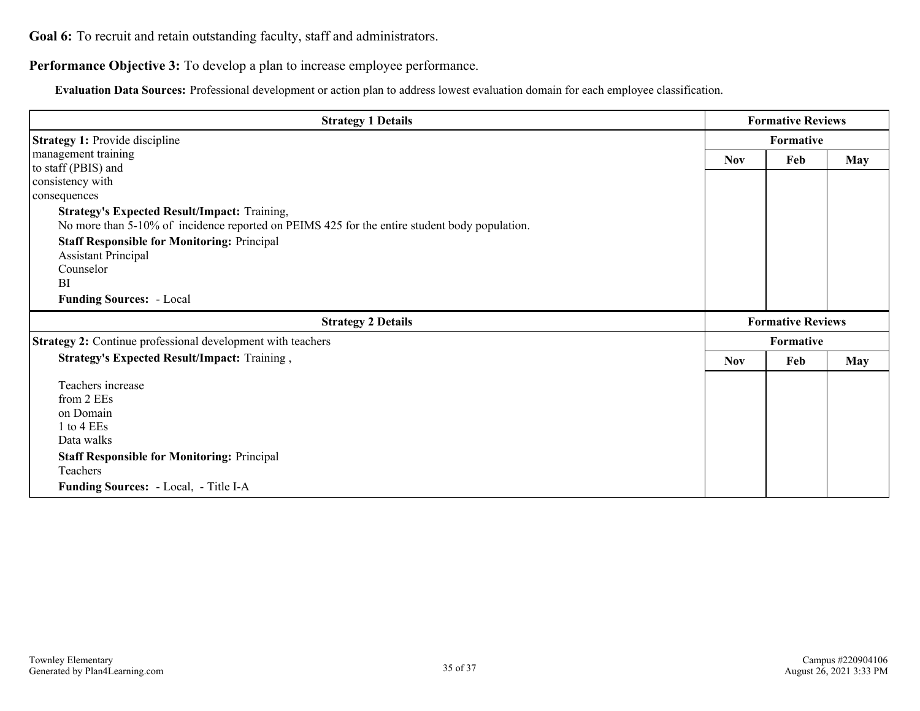**Goal 6:** To recruit and retain outstanding faculty, staff and administrators.

**Performance Objective 3:** To develop a plan to increase employee performance.

**Evaluation Data Sources:** Professional development or action plan to address lowest evaluation domain for each employee classification.

| Strategy 1 Details | Formative Reviews | | |
|---|---|---|---|
| | Formative | | |
| **Strategy 1:** Provide discipline management training to staff (PBIS) and consistency with consequences<br>**Strategy's Expected Result/Impact:** Training,<br>No more than 5-10% of incidence reported on PEIMS 425 for the entire student body population.<br>**Staff Responsible for Monitoring:** Principal<br>Assistant Principal<br>Counselor<br>BI<br>**Funding Sources:** - Local | Nov | Feb | May |

| Strategy 2 Details | Formative Reviews | | |
|---|---|---|---|
| | Formative | | |
| **Strategy 2:** Continue professional development with teachers<br>**Strategy's Expected Result/Impact:** Training ,<br>Teachers increase from 2 EEs on Domain 1 to 4 EEs<br>Data walks<br>**Staff Responsible for Monitoring:** Principal<br>Teachers<br>**Funding Sources:** - Local, - Title I-A | Nov | Feb | May |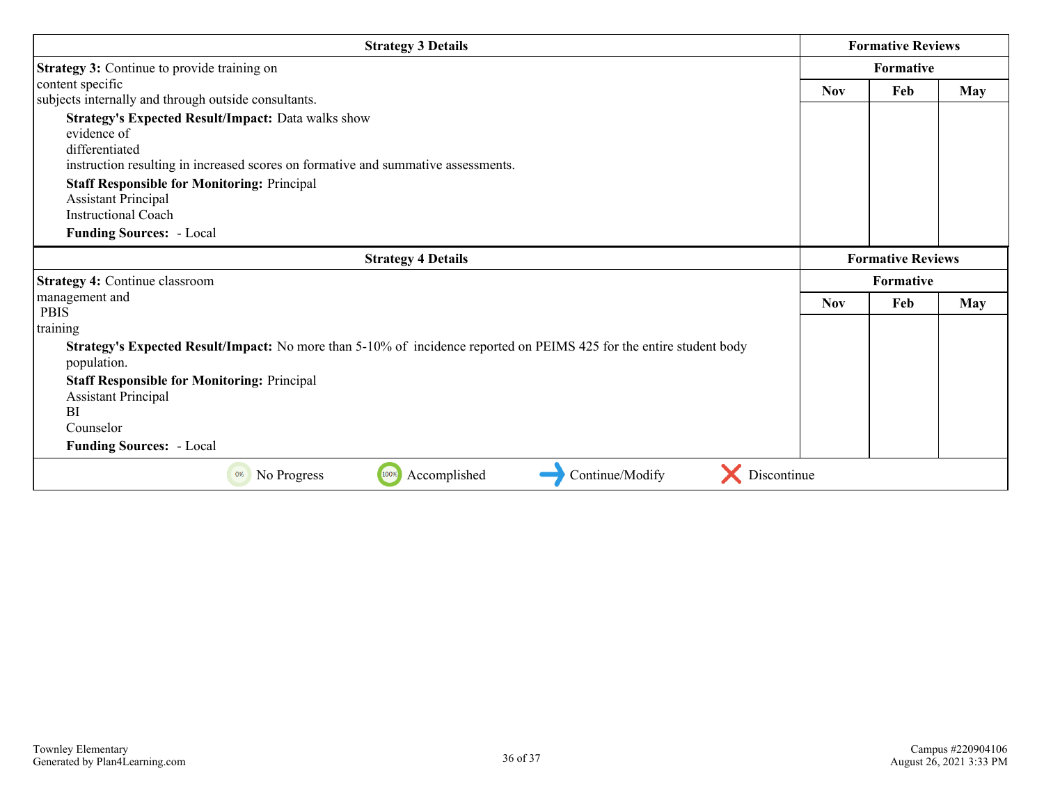| Strategy 3 Details | Formative Reviews | | |
|---|---|---|---|
| | Formative | | |
| **Strategy 3:** Continue to provide training on content specific subjects internally and through outside consultants.<br><br>**Strategy's Expected Result/Impact:** Data walks show evidence of differentiated instruction resulting in increased scores on formative and summative assessments.<br><br>**Staff Responsible for Monitoring:** Principal<br>Assistant Principal<br>Instructional Coach<br><br>**Funding Sources:** - Local | Nov | Feb | May |
| | | | |

| Strategy 4 Details | Formative Reviews | | |
|---|---|---|---|
| | Formative | | |
| **Strategy 4:** Continue classroom management and PBIS training<br><br>**Strategy's Expected Result/Impact:** No more than 5-10% of incidence reported on PEIMS 425 for the entire student body population.<br><br>**Staff Responsible for Monitoring:** Principal<br>Assistant Principal<br>BI<br>Counselor<br><br>**Funding Sources:** - Local | Nov | Feb | May |
| | | | |

0% No Progress | 100% Accomplished | → Continue/Modify | ✗ Discontinue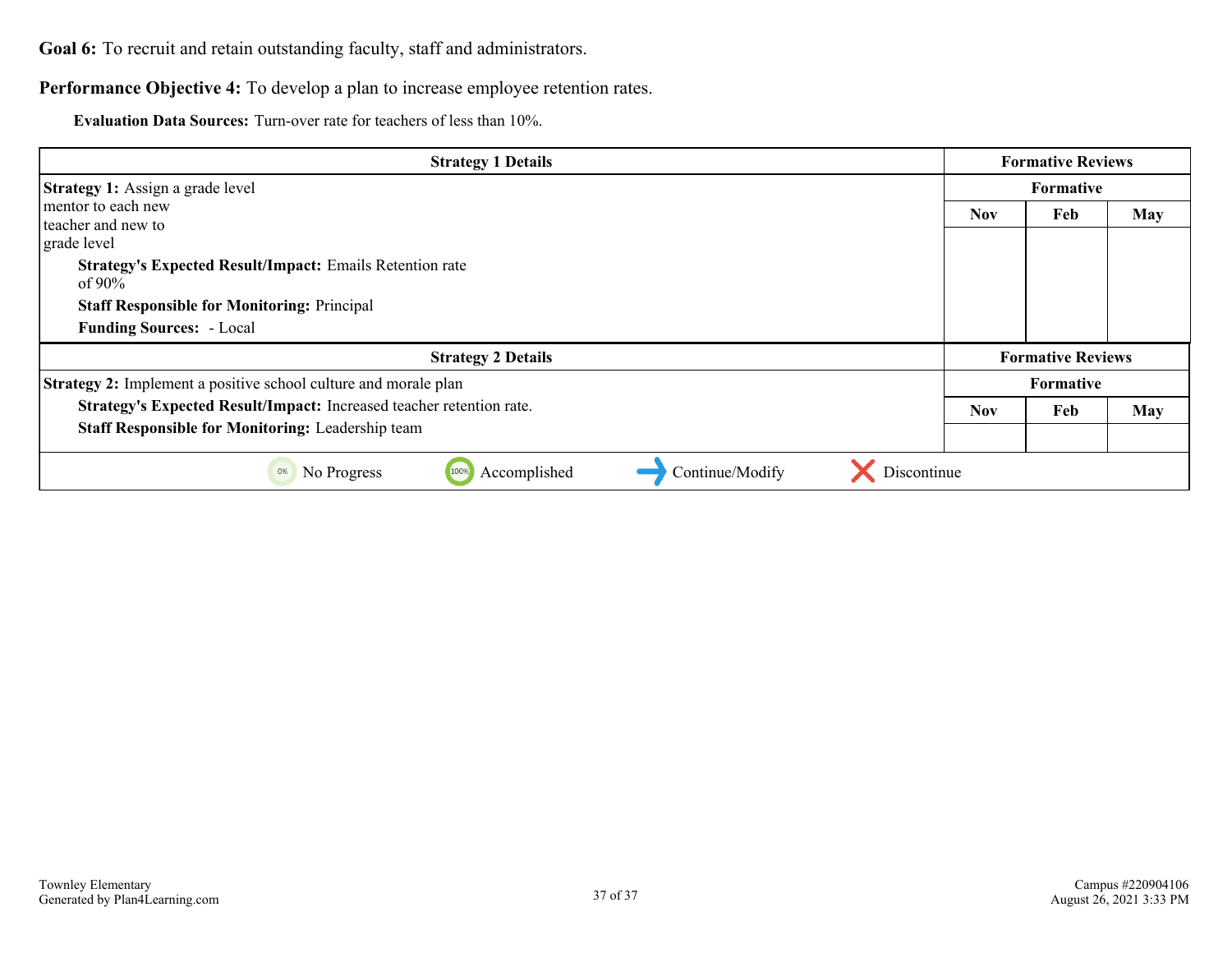**Goal 6:** To recruit and retain outstanding faculty, staff and administrators.

**Performance Objective 4:** To develop a plan to increase employee retention rates.

**Evaluation Data Sources:** Turn-over rate for teachers of less than 10%.

| Strategy 1 Details | Formative Reviews | | |
|---|---|---|---|
| | Formative | | |
| **Strategy 1:** Assign a grade level mentor to each new teacher and new to grade level<br>**Strategy's Expected Result/Impact:** Emails Retention rate of 90%<br>**Staff Responsible for Monitoring:** Principal<br>**Funding Sources:** - Local | Nov | Feb | May |

| Strategy 2 Details | Formative Reviews | | |
|---|---|---|---|
| | Formative | | |
| **Strategy 2:** Implement a positive school culture and morale plan<br>**Strategy's Expected Result/Impact:** Increased teacher retention rate.<br>**Staff Responsible for Monitoring:** Leadership team | Nov | Feb | May |

0% No Progress    100% Accomplished    Continue/Modify    Discontinue